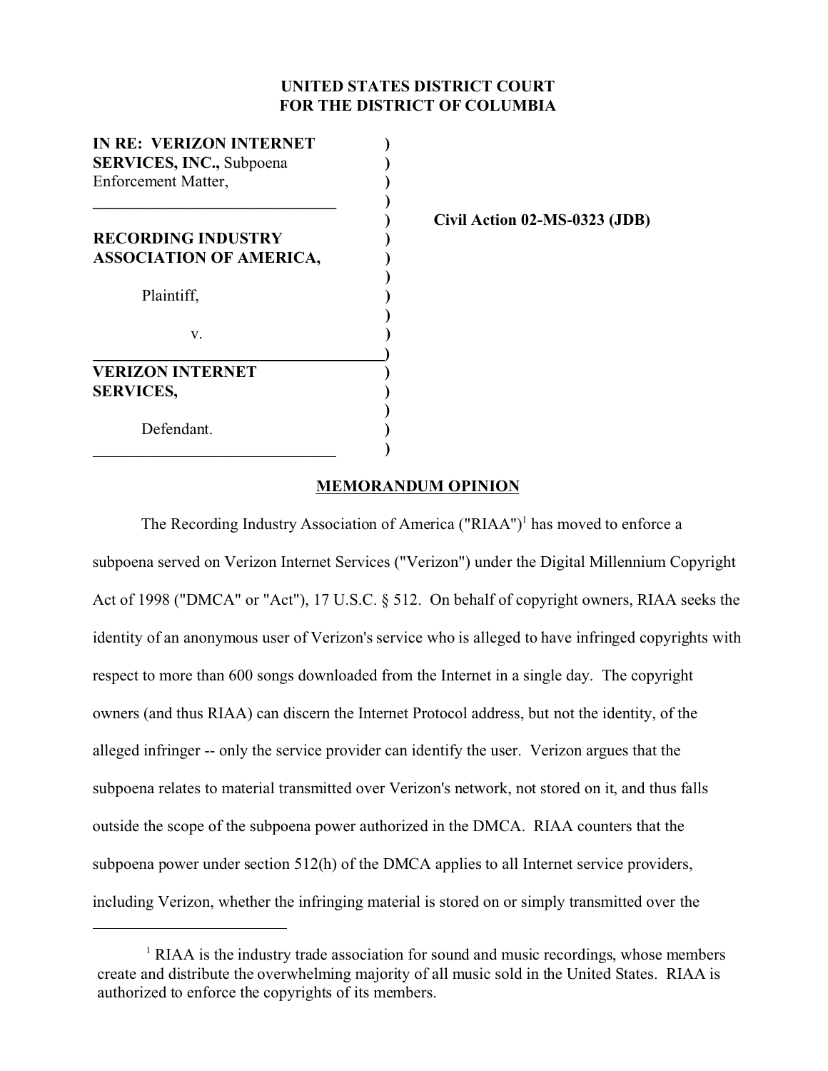**UNITED STATES DISTRICT COURT**
**FOR THE DISTRICT OF COLUMBIA**

**IN RE: VERIZON INTERNET SERVICES, INC.,** Subpoena Enforcement Matter,

---

**RECORDING INDUSTRY ASSOCIATION OF AMERICA,**

Plaintiff,

v.

**VERIZON INTERNET SERVICES,**

Defendant.

**Civil Action 02-MS-0323 (JDB)**

**MEMORANDUM OPINION**

The Recording Industry Association of America ("RIAA")[1] has moved to enforce a subpoena served on Verizon Internet Services ("Verizon") under the Digital Millennium Copyright Act of 1998 ("DMCA" or "Act"), 17 U.S.C. § 512. On behalf of copyright owners, RIAA seeks the identity of an anonymous user of Verizon's service who is alleged to have infringed copyrights with respect to more than 600 songs downloaded from the Internet in a single day. The copyright owners (and thus RIAA) can discern the Internet Protocol address, but not the identity, of the alleged infringer -- only the service provider can identify the user. Verizon argues that the subpoena relates to material transmitted over Verizon's network, not stored on it, and thus falls outside the scope of the subpoena power authorized in the DMCA. RIAA counters that the subpoena power under section 512(h) of the DMCA applies to all Internet service providers, including Verizon, whether the infringing material is stored on or simply transmitted over the

---

[1] RIAA is the industry trade association for sound and music recordings, whose members create and distribute the overwhelming majority of all music sold in the United States. RIAA is authorized to enforce the copyrights of its members.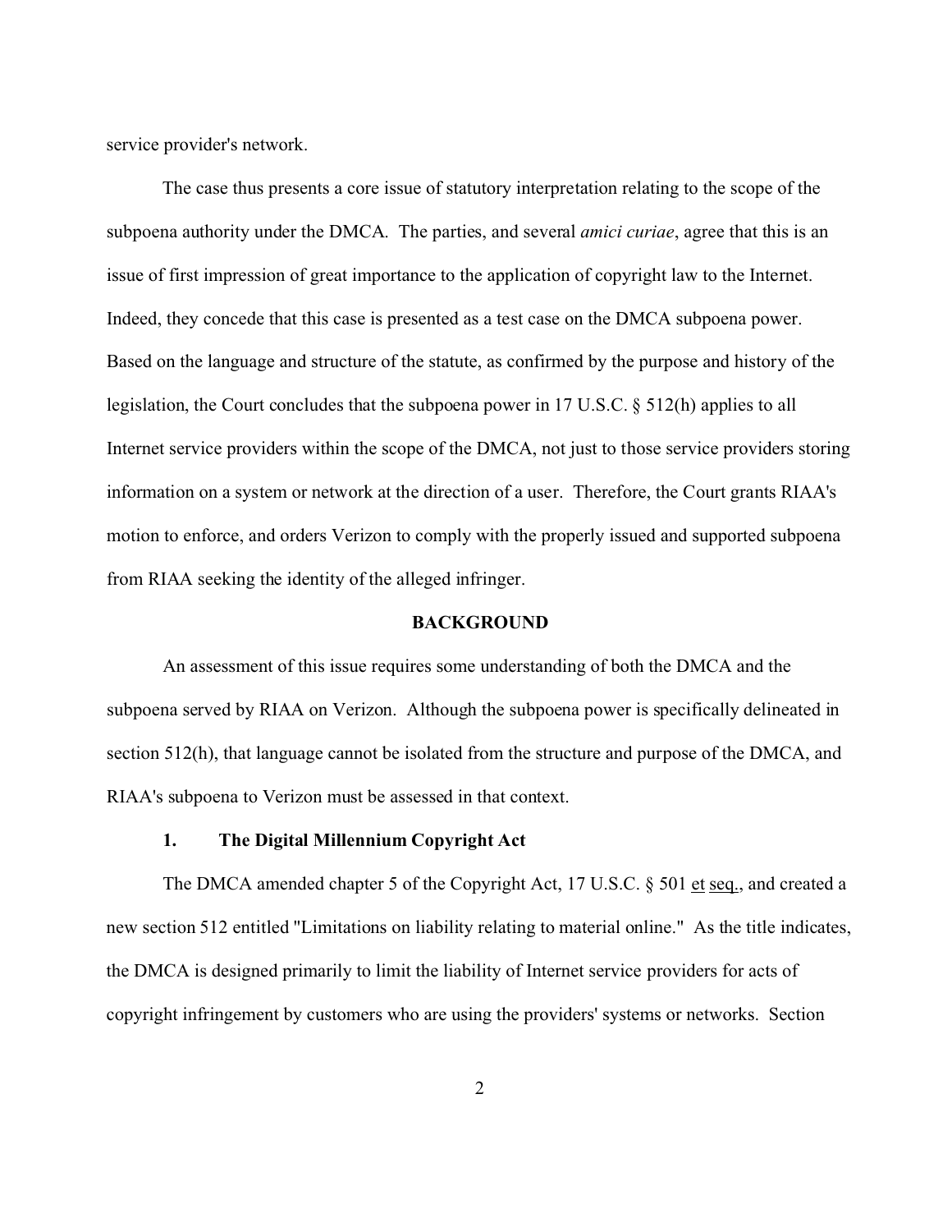service provider's network.

The case thus presents a core issue of statutory interpretation relating to the scope of the subpoena authority under the DMCA. The parties, and several *amici curiae*, agree that this is an issue of first impression of great importance to the application of copyright law to the Internet. Indeed, they concede that this case is presented as a test case on the DMCA subpoena power. Based on the language and structure of the statute, as confirmed by the purpose and history of the legislation, the Court concludes that the subpoena power in 17 U.S.C. § 512(h) applies to all Internet service providers within the scope of the DMCA, not just to those service providers storing information on a system or network at the direction of a user. Therefore, the Court grants RIAA's motion to enforce, and orders Verizon to comply with the properly issued and supported subpoena from RIAA seeking the identity of the alleged infringer.

## BACKGROUND

An assessment of this issue requires some understanding of both the DMCA and the subpoena served by RIAA on Verizon. Although the subpoena power is specifically delineated in section 512(h), that language cannot be isolated from the structure and purpose of the DMCA, and RIAA's subpoena to Verizon must be assessed in that context.

### 1. The Digital Millennium Copyright Act

The DMCA amended chapter 5 of the Copyright Act, 17 U.S.C. § 501 et seq., and created a new section 512 entitled "Limitations on liability relating to material online." As the title indicates, the DMCA is designed primarily to limit the liability of Internet service providers for acts of copyright infringement by customers who are using the providers' systems or networks. Section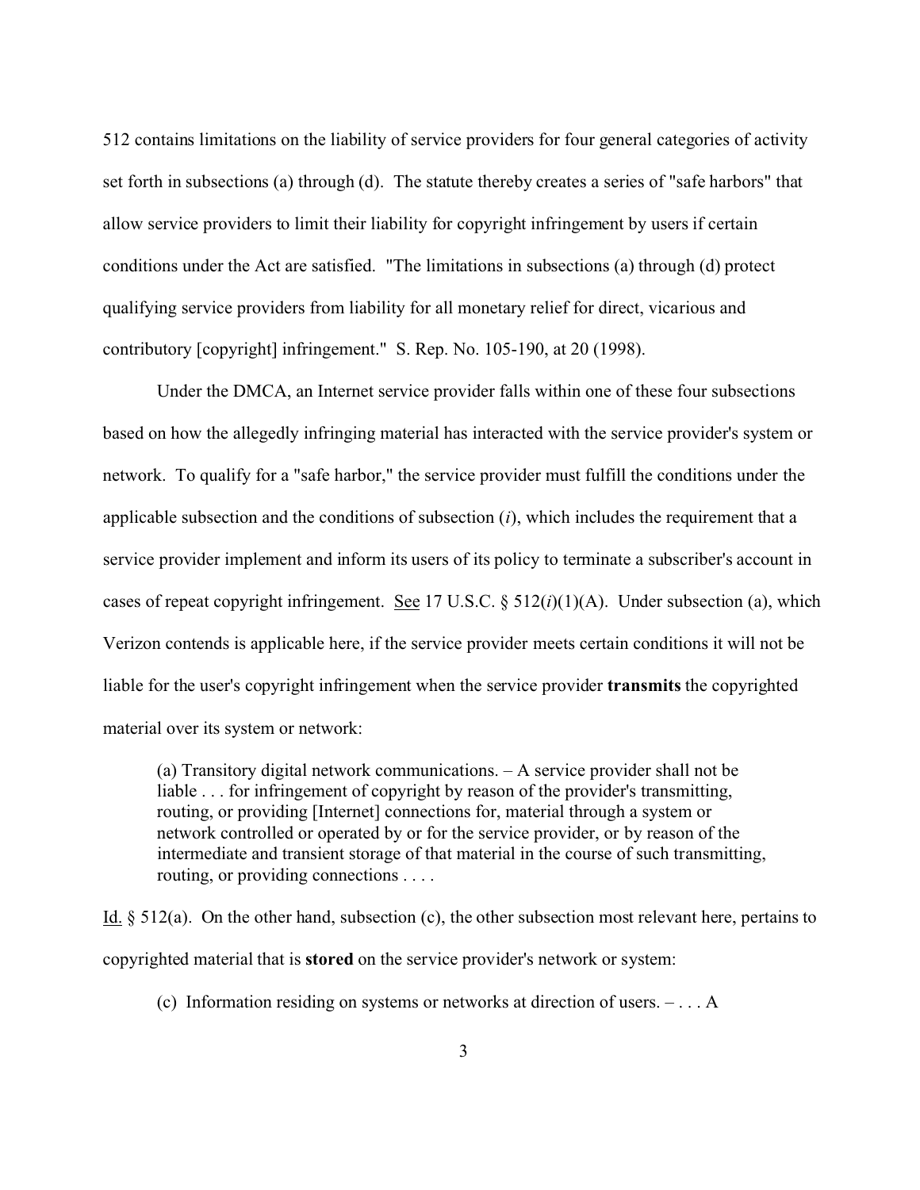512 contains limitations on the liability of service providers for four general categories of activity set forth in subsections (a) through (d). The statute thereby creates a series of "safe harbors" that allow service providers to limit their liability for copyright infringement by users if certain conditions under the Act are satisfied. "The limitations in subsections (a) through (d) protect qualifying service providers from liability for all monetary relief for direct, vicarious and contributory [copyright] infringement." S. Rep. No. 105-190, at 20 (1998).

Under the DMCA, an Internet service provider falls within one of these four subsections based on how the allegedly infringing material has interacted with the service provider's system or network. To qualify for a "safe harbor," the service provider must fulfill the conditions under the applicable subsection and the conditions of subsection (*i*), which includes the requirement that a service provider implement and inform its users of its policy to terminate a subscriber's account in cases of repeat copyright infringement. See 17 U.S.C. § 512(*i*)(1)(A). Under subsection (a), which Verizon contends is applicable here, if the service provider meets certain conditions it will not be liable for the user's copyright infringement when the service provider **transmits** the copyrighted material over its system or network:

> (a) Transitory digital network communications. – A service provider shall not be liable . . . for infringement of copyright by reason of the provider's transmitting, routing, or providing [Internet] connections for, material through a system or network controlled or operated by or for the service provider, or by reason of the intermediate and transient storage of that material in the course of such transmitting, routing, or providing connections . . . .

Id. § 512(a). On the other hand, subsection (c), the other subsection most relevant here, pertains to copyrighted material that is **stored** on the service provider's network or system:

> (c) Information residing on systems or networks at direction of users. – . . . A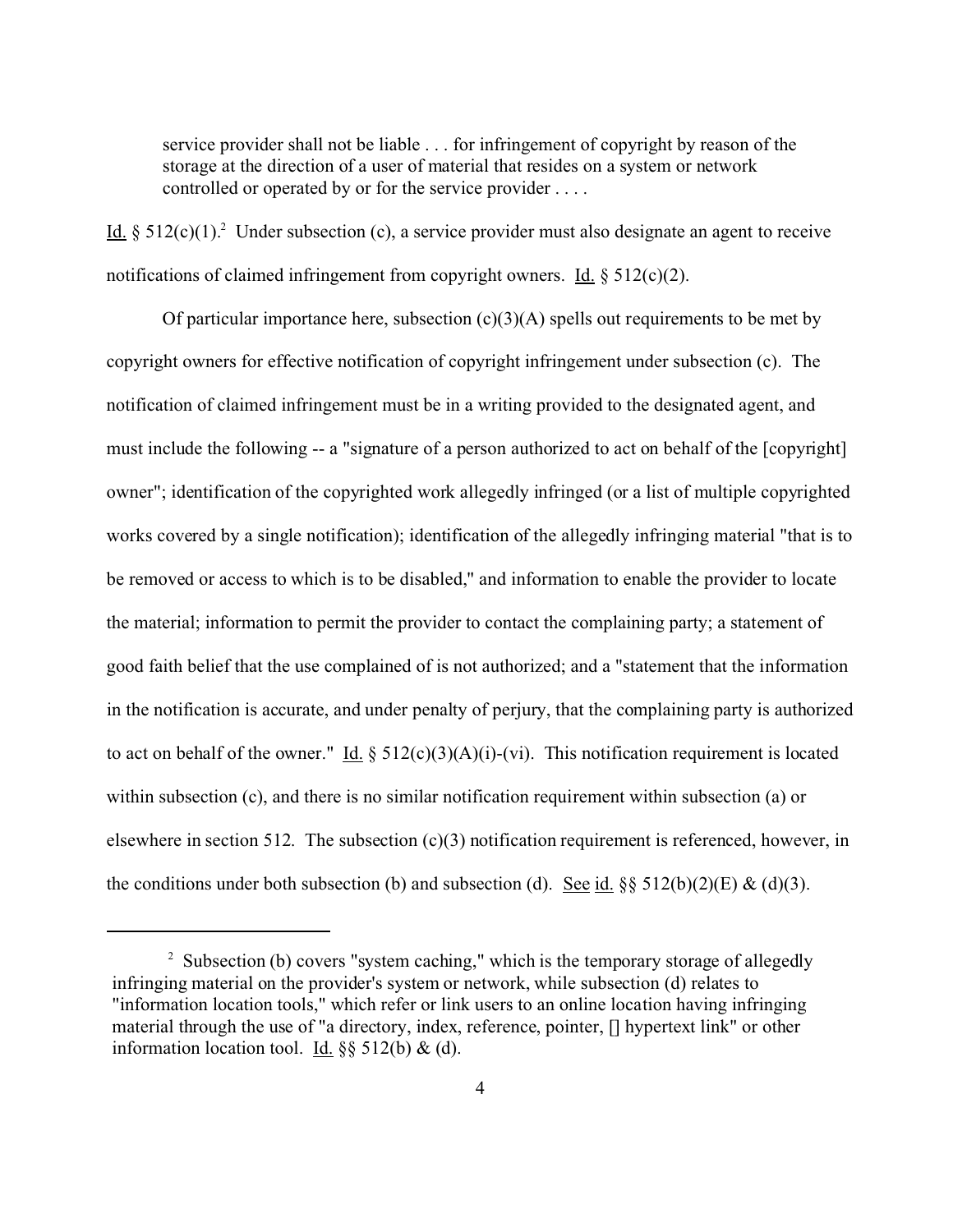> service provider shall not be liable . . . for infringement of copyright by reason of the storage at the direction of a user of material that resides on a system or network controlled or operated by or for the service provider . . . .

Id. § 512(c)(1).[2] Under subsection (c), a service provider must also designate an agent to receive notifications of claimed infringement from copyright owners. Id. § 512(c)(2).

Of particular importance here, subsection (c)(3)(A) spells out requirements to be met by copyright owners for effective notification of copyright infringement under subsection (c). The notification of claimed infringement must be in a writing provided to the designated agent, and must include the following -- a "signature of a person authorized to act on behalf of the [copyright] owner"; identification of the copyrighted work allegedly infringed (or a list of multiple copyrighted works covered by a single notification); identification of the allegedly infringing material "that is to be removed or access to which is to be disabled," and information to enable the provider to locate the material; information to permit the provider to contact the complaining party; a statement of good faith belief that the use complained of is not authorized; and a "statement that the information in the notification is accurate, and under penalty of perjury, that the complaining party is authorized to act on behalf of the owner." Id. § 512(c)(3)(A)(i)-(vi). This notification requirement is located within subsection (c), and there is no similar notification requirement within subsection (a) or elsewhere in section 512. The subsection (c)(3) notification requirement is referenced, however, in the conditions under both subsection (b) and subsection (d). See id. §§ 512(b)(2)(E) & (d)(3).

---

[2] Subsection (b) covers "system caching," which is the temporary storage of allegedly infringing material on the provider's system or network, while subsection (d) relates to "information location tools," which refer or link users to an online location having infringing material through the use of "a directory, index, reference, pointer, [] hypertext link" or other information location tool. Id. §§ 512(b) & (d).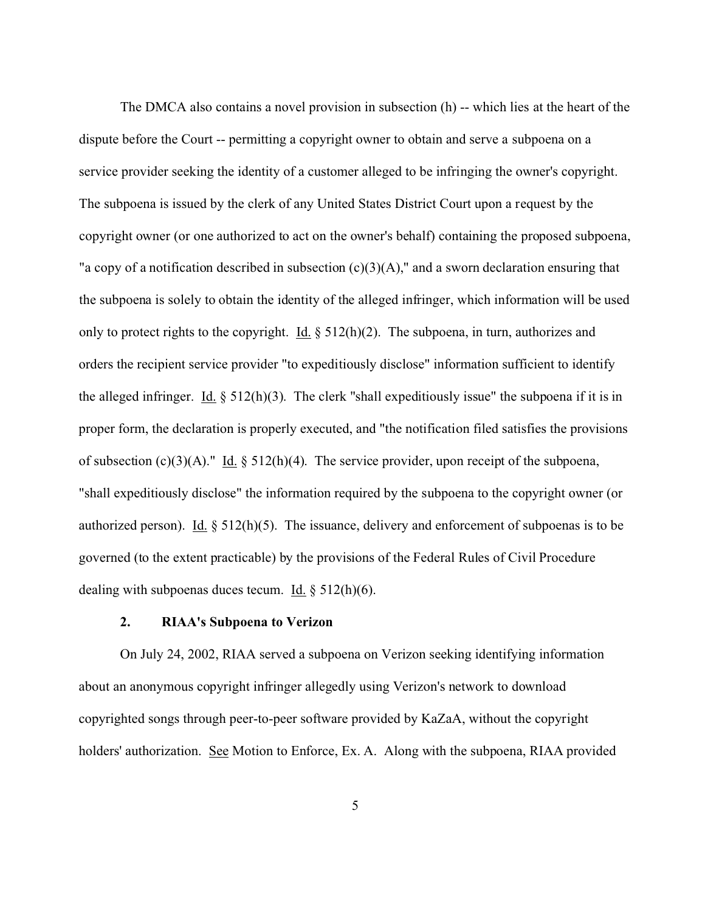The DMCA also contains a novel provision in subsection (h) -- which lies at the heart of the dispute before the Court -- permitting a copyright owner to obtain and serve a subpoena on a service provider seeking the identity of a customer alleged to be infringing the owner's copyright. The subpoena is issued by the clerk of any United States District Court upon a request by the copyright owner (or one authorized to act on the owner's behalf) containing the proposed subpoena, "a copy of a notification described in subsection (c)(3)(A)," and a sworn declaration ensuring that the subpoena is solely to obtain the identity of the alleged infringer, which information will be used only to protect rights to the copyright. Id. § 512(h)(2). The subpoena, in turn, authorizes and orders the recipient service provider "to expeditiously disclose" information sufficient to identify the alleged infringer. Id. § 512(h)(3). The clerk "shall expeditiously issue" the subpoena if it is in proper form, the declaration is properly executed, and "the notification filed satisfies the provisions of subsection (c)(3)(A)." Id. § 512(h)(4). The service provider, upon receipt of the subpoena, "shall expeditiously disclose" the information required by the subpoena to the copyright owner (or authorized person). Id. § 512(h)(5). The issuance, delivery and enforcement of subpoenas is to be governed (to the extent practicable) by the provisions of the Federal Rules of Civil Procedure dealing with subpoenas duces tecum. Id. § 512(h)(6).

### 2. RIAA's Subpoena to Verizon

On July 24, 2002, RIAA served a subpoena on Verizon seeking identifying information about an anonymous copyright infringer allegedly using Verizon's network to download copyrighted songs through peer-to-peer software provided by KaZaA, without the copyright holders' authorization. See Motion to Enforce, Ex. A. Along with the subpoena, RIAA provided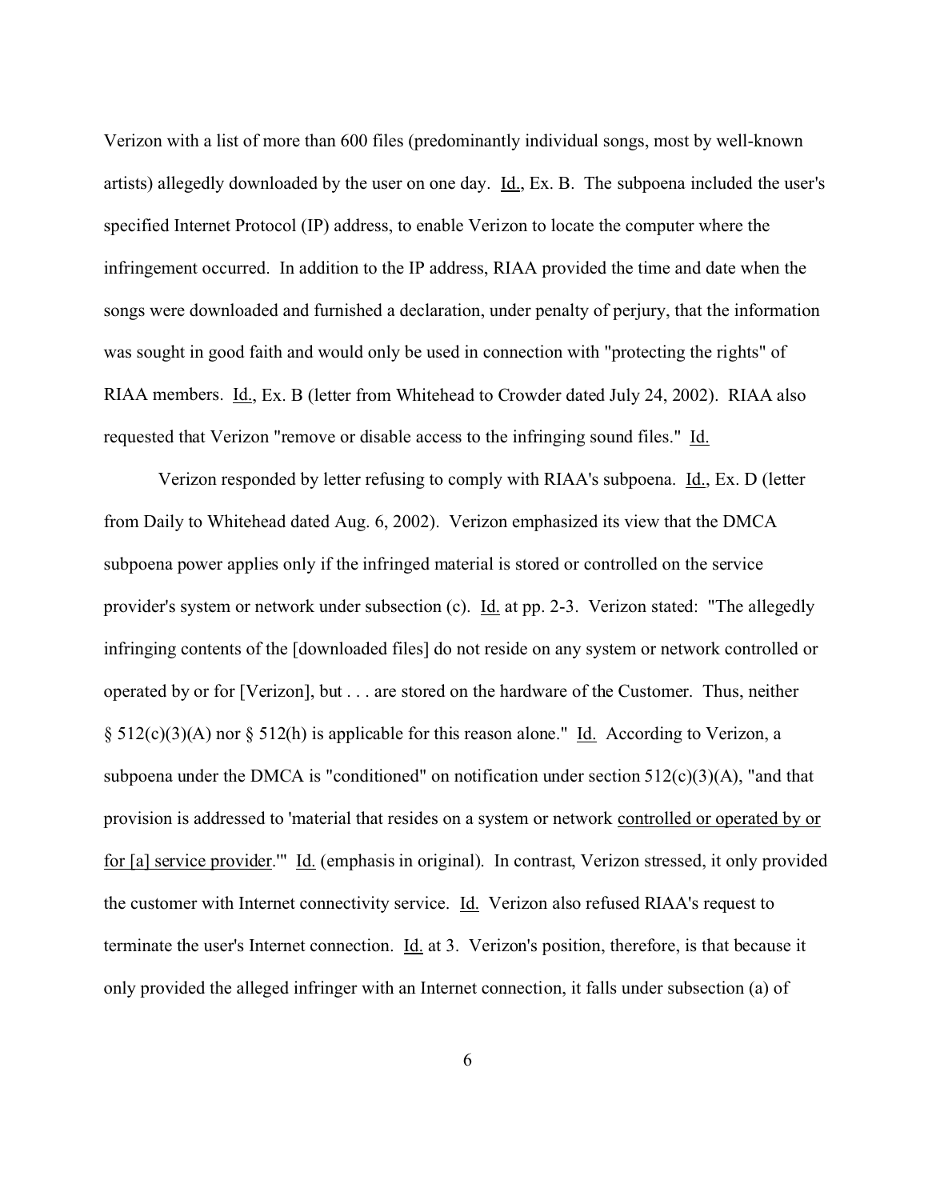Verizon with a list of more than 600 files (predominantly individual songs, most by well-known artists) allegedly downloaded by the user on one day. Id., Ex. B. The subpoena included the user's specified Internet Protocol (IP) address, to enable Verizon to locate the computer where the infringement occurred. In addition to the IP address, RIAA provided the time and date when the songs were downloaded and furnished a declaration, under penalty of perjury, that the information was sought in good faith and would only be used in connection with "protecting the rights" of RIAA members. Id., Ex. B (letter from Whitehead to Crowder dated July 24, 2002). RIAA also requested that Verizon "remove or disable access to the infringing sound files." Id.

Verizon responded by letter refusing to comply with RIAA's subpoena. Id., Ex. D (letter from Daily to Whitehead dated Aug. 6, 2002). Verizon emphasized its view that the DMCA subpoena power applies only if the infringed material is stored or controlled on the service provider's system or network under subsection (c). Id. at pp. 2-3. Verizon stated: "The allegedly infringing contents of the [downloaded files] do not reside on any system or network controlled or operated by or for [Verizon], but . . . are stored on the hardware of the Customer. Thus, neither § 512(c)(3)(A) nor § 512(h) is applicable for this reason alone." Id. According to Verizon, a subpoena under the DMCA is "conditioned" on notification under section 512(c)(3)(A), "and that provision is addressed to 'material that resides on a system or network controlled or operated by or for [a] service provider.'" Id. (emphasis in original). In contrast, Verizon stressed, it only provided the customer with Internet connectivity service. Id. Verizon also refused RIAA's request to terminate the user's Internet connection. Id. at 3. Verizon's position, therefore, is that because it only provided the alleged infringer with an Internet connection, it falls under subsection (a) of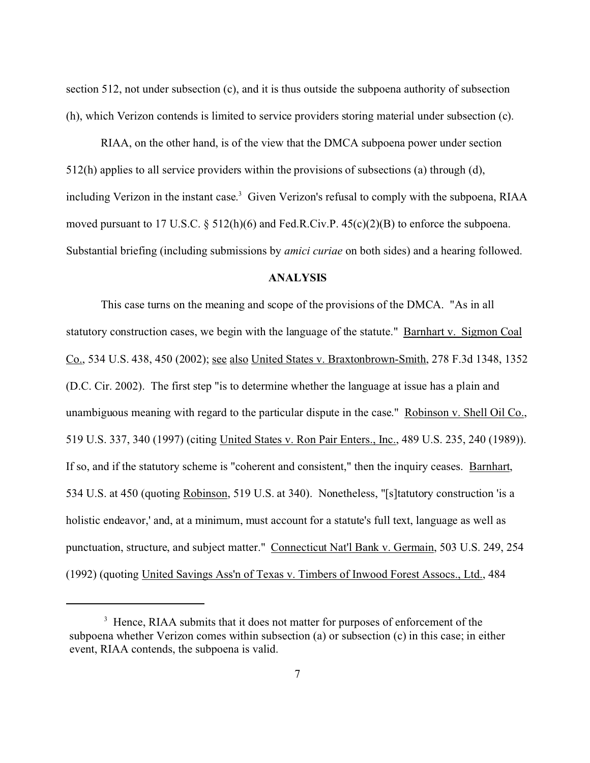section 512, not under subsection (c), and it is thus outside the subpoena authority of subsection (h), which Verizon contends is limited to service providers storing material under subsection (c).

RIAA, on the other hand, is of the view that the DMCA subpoena power under section 512(h) applies to all service providers within the provisions of subsections (a) through (d), including Verizon in the instant case.[3] Given Verizon's refusal to comply with the subpoena, RIAA moved pursuant to 17 U.S.C. § 512(h)(6) and Fed.R.Civ.P. 45(c)(2)(B) to enforce the subpoena. Substantial briefing (including submissions by *amici curiae* on both sides) and a hearing followed.

**ANALYSIS**

This case turns on the meaning and scope of the provisions of the DMCA. "As in all statutory construction cases, we begin with the language of the statute." Barnhart v. Sigmon Coal Co., 534 U.S. 438, 450 (2002); see also United States v. Braxtonbrown-Smith, 278 F.3d 1348, 1352 (D.C. Cir. 2002). The first step "is to determine whether the language at issue has a plain and unambiguous meaning with regard to the particular dispute in the case." Robinson v. Shell Oil Co., 519 U.S. 337, 340 (1997) (citing United States v. Ron Pair Enters., Inc., 489 U.S. 235, 240 (1989)). If so, and if the statutory scheme is "coherent and consistent," then the inquiry ceases. Barnhart, 534 U.S. at 450 (quoting Robinson, 519 U.S. at 340). Nonetheless, "[s]tatutory construction 'is a holistic endeavor,' and, at a minimum, must account for a statute's full text, language as well as punctuation, structure, and subject matter." Connecticut Nat'l Bank v. Germain, 503 U.S. 249, 254 (1992) (quoting United Savings Ass'n of Texas v. Timbers of Inwood Forest Assocs., Ltd., 484

---

[3] Hence, RIAA submits that it does not matter for purposes of enforcement of the subpoena whether Verizon comes within subsection (a) or subsection (c) in this case; in either event, RIAA contends, the subpoena is valid.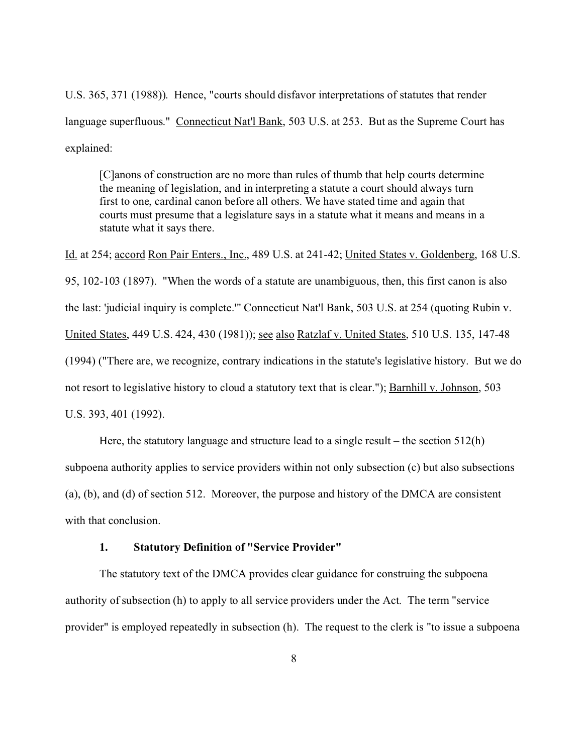U.S. 365, 371 (1988)). Hence, "courts should disfavor interpretations of statutes that render language superfluous." Connecticut Nat'l Bank, 503 U.S. at 253. But as the Supreme Court has explained:

> [C]anons of construction are no more than rules of thumb that help courts determine the meaning of legislation, and in interpreting a statute a court should always turn first to one, cardinal canon before all others. We have stated time and again that courts must presume that a legislature says in a statute what it means and means in a statute what it says there.

Id. at 254; accord Ron Pair Enters., Inc., 489 U.S. at 241-42; United States v. Goldenberg, 168 U.S. 95, 102-103 (1897). "When the words of a statute are unambiguous, then, this first canon is also the last: 'judicial inquiry is complete.'" Connecticut Nat'l Bank, 503 U.S. at 254 (quoting Rubin v. United States, 449 U.S. 424, 430 (1981)); see also Ratzlaf v. United States, 510 U.S. 135, 147-48 (1994) ("There are, we recognize, contrary indications in the statute's legislative history. But we do not resort to legislative history to cloud a statutory text that is clear."); Barnhill v. Johnson, 503 U.S. 393, 401 (1992).

Here, the statutory language and structure lead to a single result – the section 512(h) subpoena authority applies to service providers within not only subsection (c) but also subsections (a), (b), and (d) of section 512. Moreover, the purpose and history of the DMCA are consistent with that conclusion.

### 1. Statutory Definition of "Service Provider"

The statutory text of the DMCA provides clear guidance for construing the subpoena authority of subsection (h) to apply to all service providers under the Act. The term "service provider" is employed repeatedly in subsection (h). The request to the clerk is "to issue a subpoena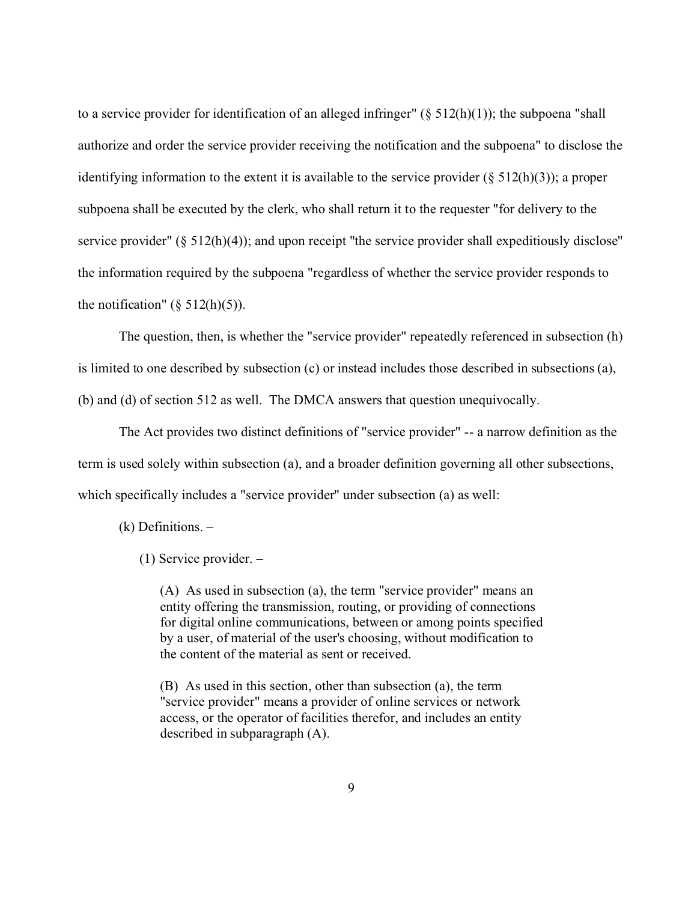to a service provider for identification of an alleged infringer" (§ 512(h)(1)); the subpoena "shall authorize and order the service provider receiving the notification and the subpoena" to disclose the identifying information to the extent it is available to the service provider (§ 512(h)(3)); a proper subpoena shall be executed by the clerk, who shall return it to the requester "for delivery to the service provider" (§ 512(h)(4)); and upon receipt "the service provider shall expeditiously disclose" the information required by the subpoena "regardless of whether the service provider responds to the notification" (§ 512(h)(5)).

The question, then, is whether the "service provider" repeatedly referenced in subsection (h) is limited to one described by subsection (c) or instead includes those described in subsections (a), (b) and (d) of section 512 as well. The DMCA answers that question unequivocally.

The Act provides two distinct definitions of "service provider" -- a narrow definition as the term is used solely within subsection (a), and a broader definition governing all other subsections, which specifically includes a "service provider" under subsection (a) as well:

> (k) Definitions. –
>
> (1) Service provider. –
>
> (A) As used in subsection (a), the term "service provider" means an entity offering the transmission, routing, or providing of connections for digital online communications, between or among points specified by a user, of material of the user's choosing, without modification to the content of the material as sent or received.
>
> (B) As used in this section, other than subsection (a), the term "service provider" means a provider of online services or network access, or the operator of facilities therefor, and includes an entity described in subparagraph (A).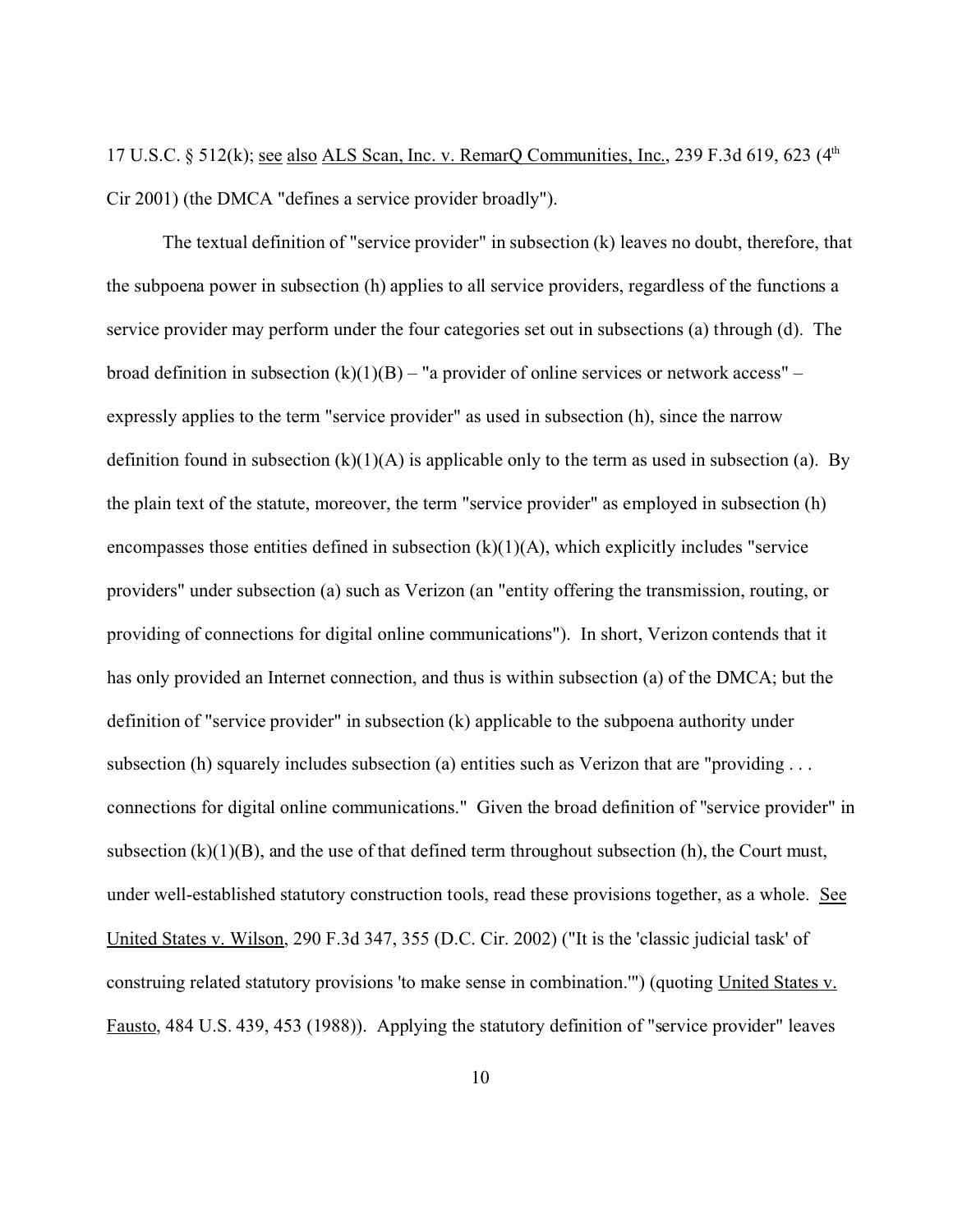17 U.S.C. § 512(k); see also ALS Scan, Inc. v. RemarQ Communities, Inc., 239 F.3d 619, 623 (4th Cir 2001) (the DMCA "defines a service provider broadly").

The textual definition of "service provider" in subsection (k) leaves no doubt, therefore, that the subpoena power in subsection (h) applies to all service providers, regardless of the functions a service provider may perform under the four categories set out in subsections (a) through (d). The broad definition in subsection (k)(1)(B) – "a provider of online services or network access" – expressly applies to the term "service provider" as used in subsection (h), since the narrow definition found in subsection (k)(1)(A) is applicable only to the term as used in subsection (a). By the plain text of the statute, moreover, the term "service provider" as employed in subsection (h) encompasses those entities defined in subsection (k)(1)(A), which explicitly includes "service providers" under subsection (a) such as Verizon (an "entity offering the transmission, routing, or providing of connections for digital online communications"). In short, Verizon contends that it has only provided an Internet connection, and thus is within subsection (a) of the DMCA; but the definition of "service provider" in subsection (k) applicable to the subpoena authority under subsection (h) squarely includes subsection (a) entities such as Verizon that are "providing . . . connections for digital online communications." Given the broad definition of "service provider" in subsection (k)(1)(B), and the use of that defined term throughout subsection (h), the Court must, under well-established statutory construction tools, read these provisions together, as a whole. See United States v. Wilson, 290 F.3d 347, 355 (D.C. Cir. 2002) ("It is the 'classic judicial task' of construing related statutory provisions 'to make sense in combination.'") (quoting United States v. Fausto, 484 U.S. 439, 453 (1988)). Applying the statutory definition of "service provider" leaves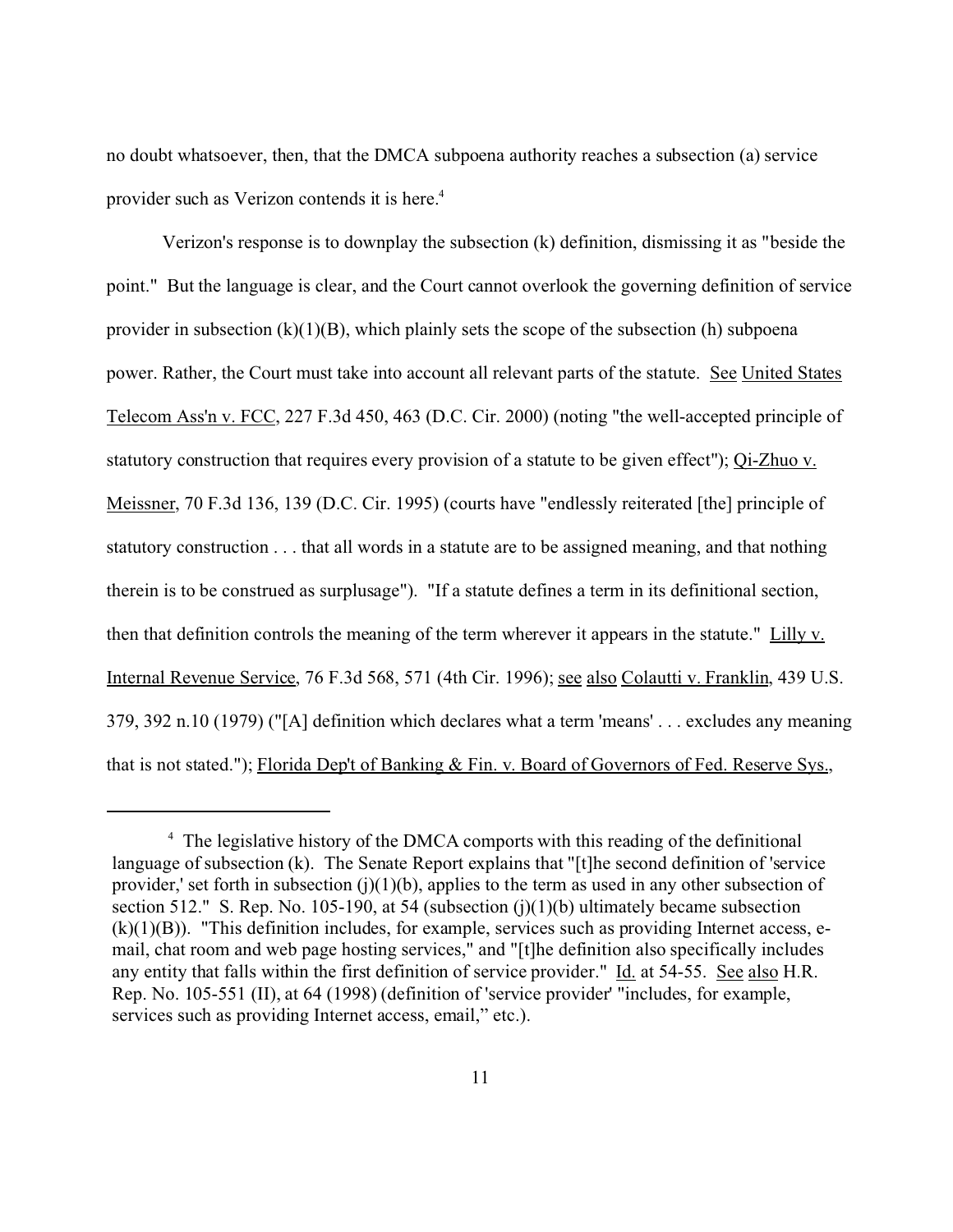no doubt whatsoever, then, that the DMCA subpoena authority reaches a subsection (a) service provider such as Verizon contends it is here.[4]

Verizon's response is to downplay the subsection (k) definition, dismissing it as "beside the point." But the language is clear, and the Court cannot overlook the governing definition of service provider in subsection (k)(1)(B), which plainly sets the scope of the subsection (h) subpoena power. Rather, the Court must take into account all relevant parts of the statute. See United States Telecom Ass'n v. FCC, 227 F.3d 450, 463 (D.C. Cir. 2000) (noting "the well-accepted principle of statutory construction that requires every provision of a statute to be given effect"); Qi-Zhuo v. Meissner, 70 F.3d 136, 139 (D.C. Cir. 1995) (courts have "endlessly reiterated [the] principle of statutory construction . . . that all words in a statute are to be assigned meaning, and that nothing therein is to be construed as surplusage"). "If a statute defines a term in its definitional section, then that definition controls the meaning of the term wherever it appears in the statute." Lilly v. Internal Revenue Service, 76 F.3d 568, 571 (4th Cir. 1996); see also Colautti v. Franklin, 439 U.S. 379, 392 n.10 (1979) ("[A] definition which declares what a term 'means' . . . excludes any meaning that is not stated."); Florida Dep't of Banking & Fin. v. Board of Governors of Fed. Reserve Sys.,

---

[4] The legislative history of the DMCA comports with this reading of the definitional language of subsection (k). The Senate Report explains that "[t]he second definition of 'service provider,' set forth in subsection (j)(1)(b), applies to the term as used in any other subsection of section 512." S. Rep. No. 105-190, at 54 (subsection (j)(1)(b) ultimately became subsection (k)(1)(B)). "This definition includes, for example, services such as providing Internet access, e-mail, chat room and web page hosting services," and "[t]he definition also specifically includes any entity that falls within the first definition of service provider." Id. at 54-55. See also H.R. Rep. No. 105-551 (II), at 64 (1998) (definition of 'service provider' "includes, for example, services such as providing Internet access, email," etc.).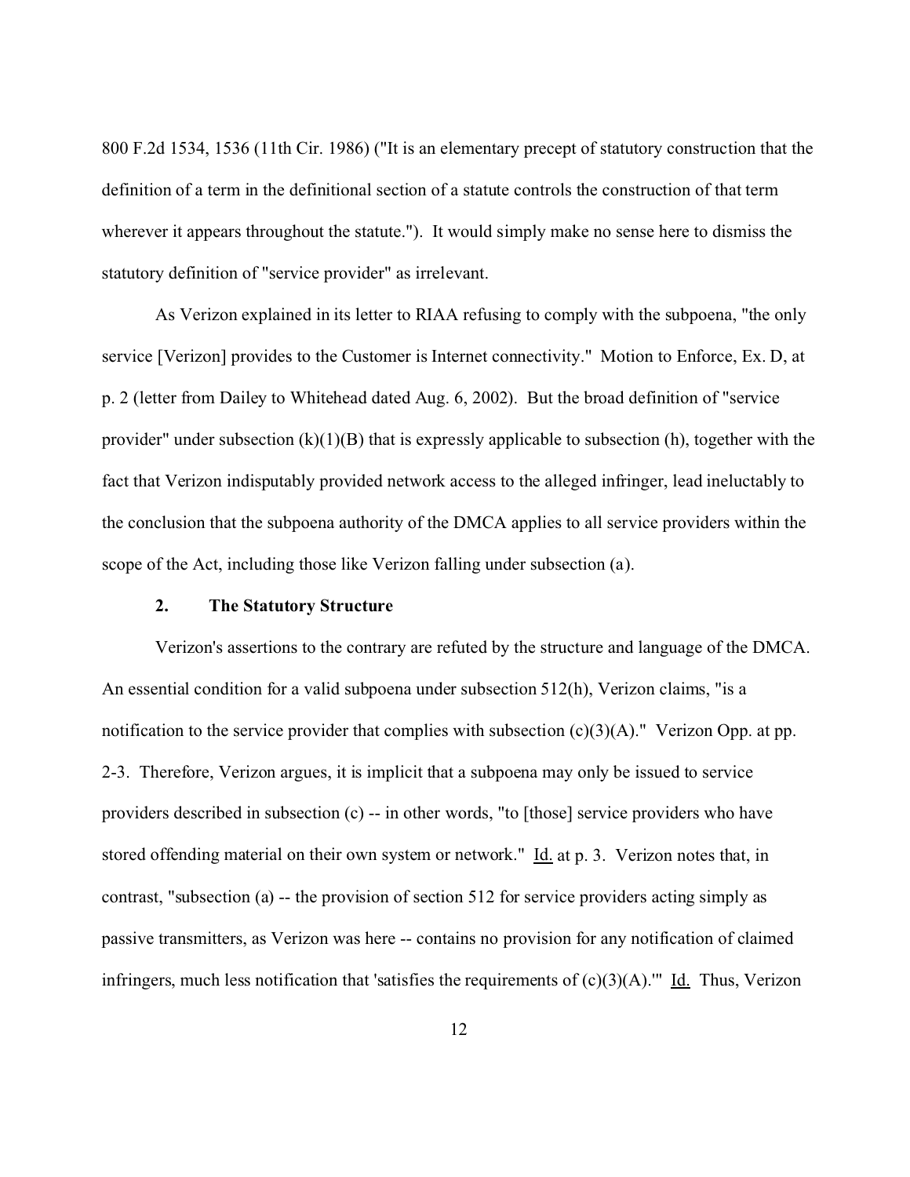800 F.2d 1534, 1536 (11th Cir. 1986) ("It is an elementary precept of statutory construction that the definition of a term in the definitional section of a statute controls the construction of that term wherever it appears throughout the statute."). It would simply make no sense here to dismiss the statutory definition of "service provider" as irrelevant.

As Verizon explained in its letter to RIAA refusing to comply with the subpoena, "the only service [Verizon] provides to the Customer is Internet connectivity." Motion to Enforce, Ex. D, at p. 2 (letter from Dailey to Whitehead dated Aug. 6, 2002). But the broad definition of "service provider" under subsection (k)(1)(B) that is expressly applicable to subsection (h), together with the fact that Verizon indisputably provided network access to the alleged infringer, lead ineluctably to the conclusion that the subpoena authority of the DMCA applies to all service providers within the scope of the Act, including those like Verizon falling under subsection (a).

### 2. The Statutory Structure

Verizon's assertions to the contrary are refuted by the structure and language of the DMCA. An essential condition for a valid subpoena under subsection 512(h), Verizon claims, "is a notification to the service provider that complies with subsection (c)(3)(A)." Verizon Opp. at pp. 2-3. Therefore, Verizon argues, it is implicit that a subpoena may only be issued to service providers described in subsection (c) -- in other words, "to [those] service providers who have stored offending material on their own system or network." Id. at p. 3. Verizon notes that, in contrast, "subsection (a) -- the provision of section 512 for service providers acting simply as passive transmitters, as Verizon was here -- contains no provision for any notification of claimed infringers, much less notification that 'satisfies the requirements of (c)(3)(A).'" Id. Thus, Verizon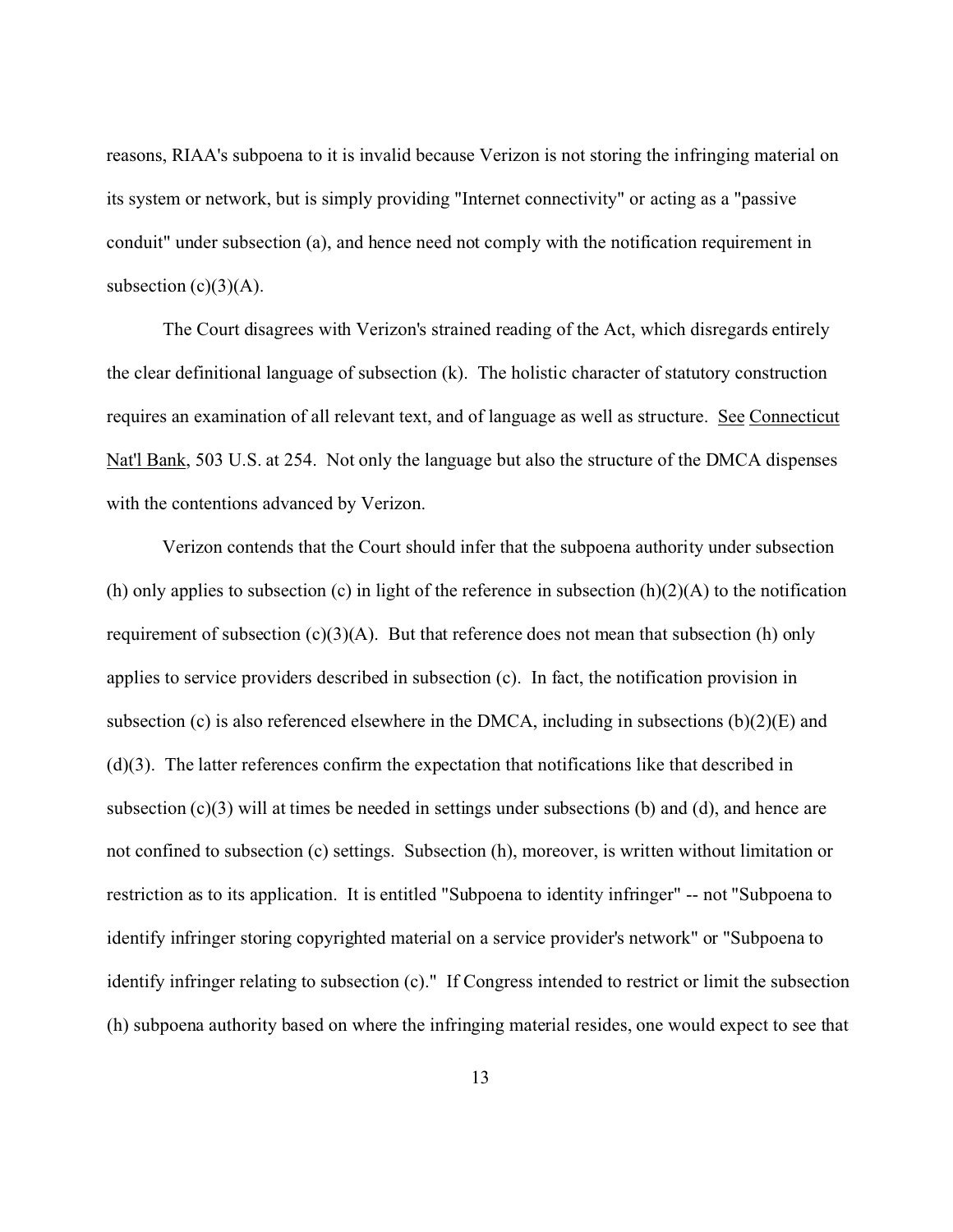reasons, RIAA's subpoena to it is invalid because Verizon is not storing the infringing material on its system or network, but is simply providing "Internet connectivity" or acting as a "passive conduit" under subsection (a), and hence need not comply with the notification requirement in subsection (c)(3)(A).

The Court disagrees with Verizon's strained reading of the Act, which disregards entirely the clear definitional language of subsection (k). The holistic character of statutory construction requires an examination of all relevant text, and of language as well as structure. See Connecticut Nat'l Bank, 503 U.S. at 254. Not only the language but also the structure of the DMCA dispenses with the contentions advanced by Verizon.

Verizon contends that the Court should infer that the subpoena authority under subsection (h) only applies to subsection (c) in light of the reference in subsection (h)(2)(A) to the notification requirement of subsection (c)(3)(A). But that reference does not mean that subsection (h) only applies to service providers described in subsection (c). In fact, the notification provision in subsection (c) is also referenced elsewhere in the DMCA, including in subsections (b)(2)(E) and (d)(3). The latter references confirm the expectation that notifications like that described in subsection (c)(3) will at times be needed in settings under subsections (b) and (d), and hence are not confined to subsection (c) settings. Subsection (h), moreover, is written without limitation or restriction as to its application. It is entitled "Subpoena to identity infringer" -- not "Subpoena to identify infringer storing copyrighted material on a service provider's network" or "Subpoena to identify infringer relating to subsection (c)." If Congress intended to restrict or limit the subsection (h) subpoena authority based on where the infringing material resides, one would expect to see that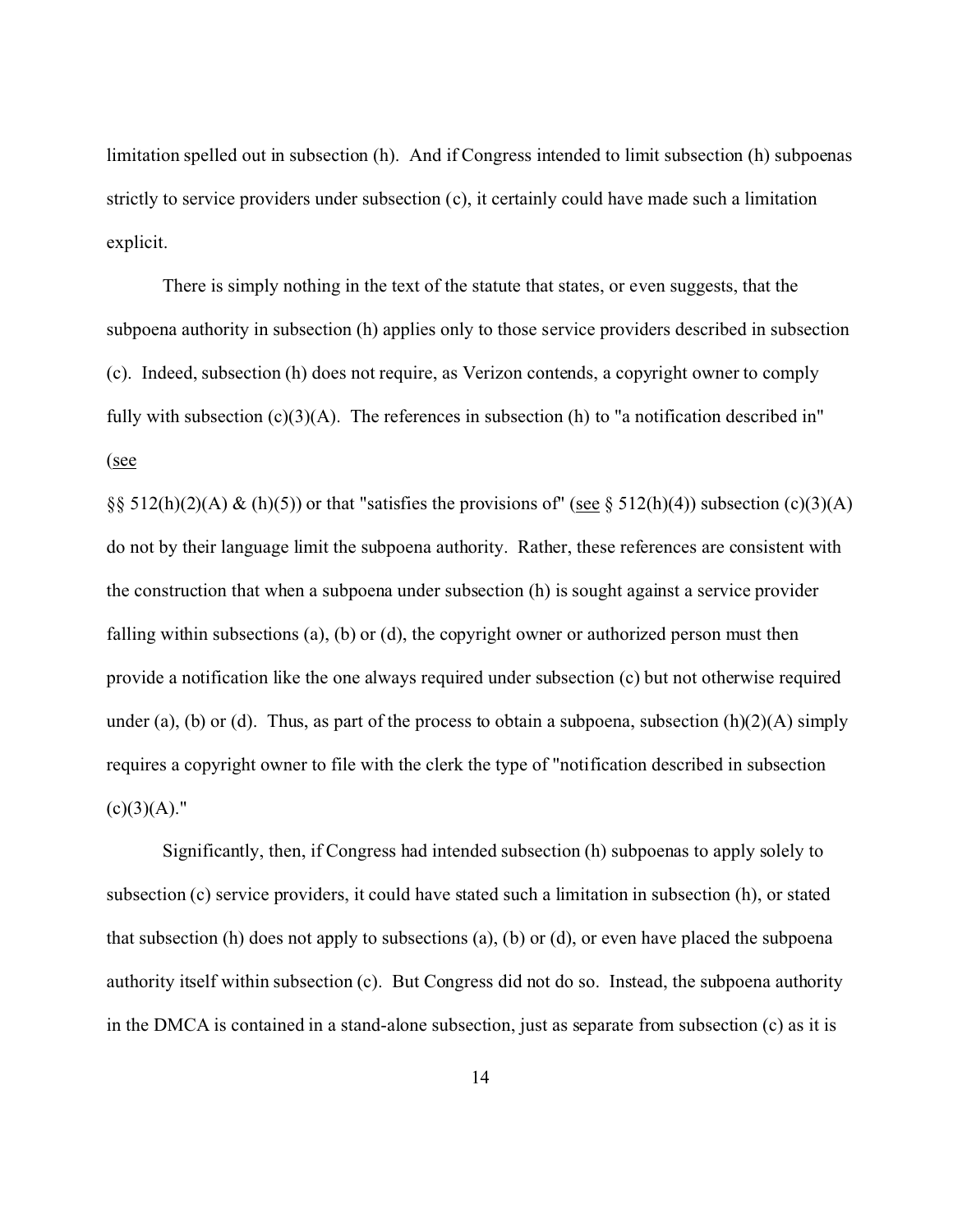limitation spelled out in subsection (h). And if Congress intended to limit subsection (h) subpoenas strictly to service providers under subsection (c), it certainly could have made such a limitation explicit.

There is simply nothing in the text of the statute that states, or even suggests, that the subpoena authority in subsection (h) applies only to those service providers described in subsection (c). Indeed, subsection (h) does not require, as Verizon contends, a copyright owner to comply fully with subsection (c)(3)(A). The references in subsection (h) to "a notification described in" (see §§ 512(h)(2)(A) & (h)(5)) or that "satisfies the provisions of" (see § 512(h)(4)) subsection (c)(3)(A) do not by their language limit the subpoena authority. Rather, these references are consistent with the construction that when a subpoena under subsection (h) is sought against a service provider falling within subsections (a), (b) or (d), the copyright owner or authorized person must then provide a notification like the one always required under subsection (c) but not otherwise required under (a), (b) or (d). Thus, as part of the process to obtain a subpoena, subsection (h)(2)(A) simply requires a copyright owner to file with the clerk the type of "notification described in subsection (c)(3)(A)."

Significantly, then, if Congress had intended subsection (h) subpoenas to apply solely to subsection (c) service providers, it could have stated such a limitation in subsection (h), or stated that subsection (h) does not apply to subsections (a), (b) or (d), or even have placed the subpoena authority itself within subsection (c). But Congress did not do so. Instead, the subpoena authority in the DMCA is contained in a stand-alone subsection, just as separate from subsection (c) as it is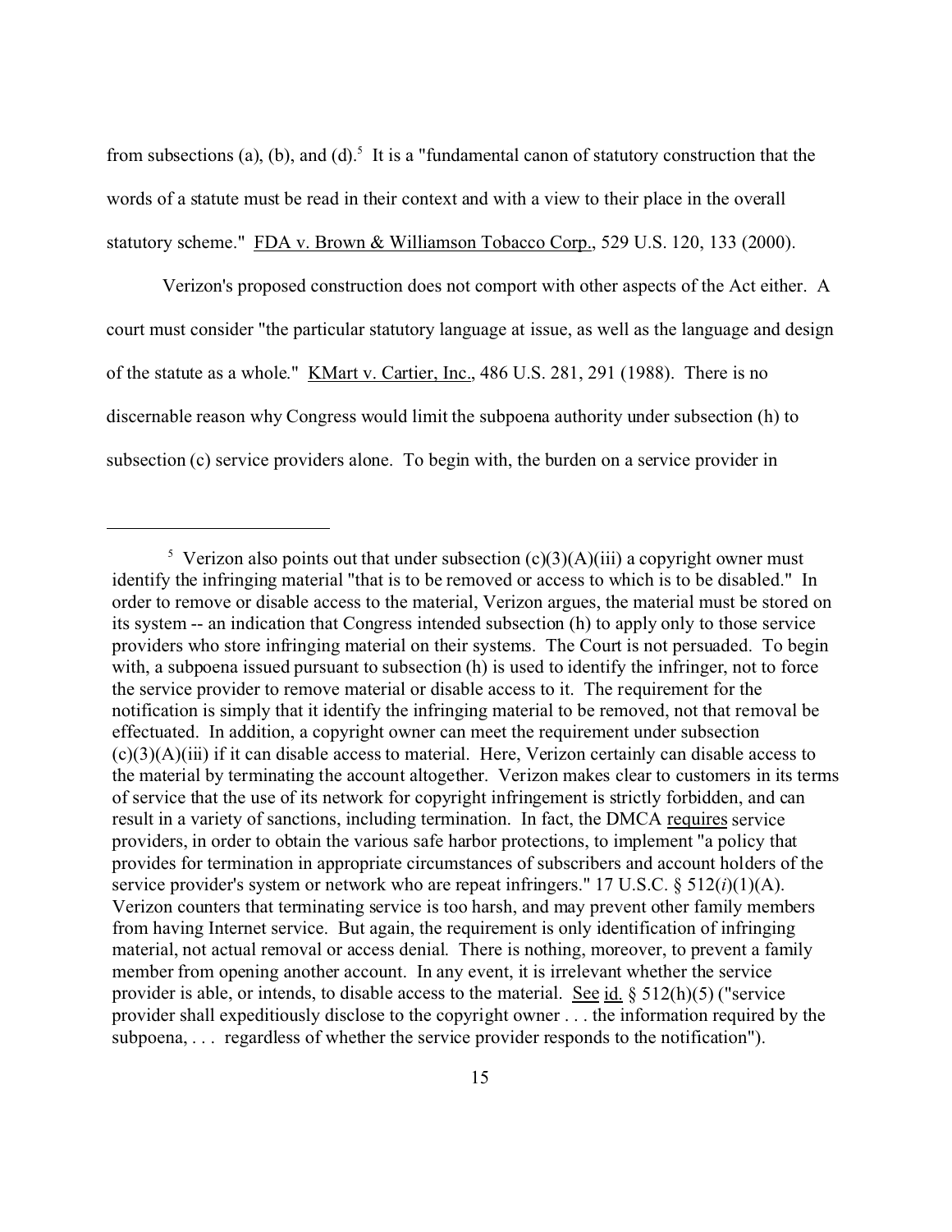from subsections (a), (b), and (d).[5] It is a "fundamental canon of statutory construction that the words of a statute must be read in their context and with a view to their place in the overall statutory scheme." FDA v. Brown & Williamson Tobacco Corp., 529 U.S. 120, 133 (2000).

Verizon's proposed construction does not comport with other aspects of the Act either. A court must consider "the particular statutory language at issue, as well as the language and design of the statute as a whole." KMart v. Cartier, Inc., 486 U.S. 281, 291 (1988). There is no discernable reason why Congress would limit the subpoena authority under subsection (h) to subsection (c) service providers alone. To begin with, the burden on a service provider in

---

[5] Verizon also points out that under subsection (c)(3)(A)(iii) a copyright owner must identify the infringing material "that is to be removed or access to which is to be disabled." In order to remove or disable access to the material, Verizon argues, the material must be stored on its system -- an indication that Congress intended subsection (h) to apply only to those service providers who store infringing material on their systems. The Court is not persuaded. To begin with, a subpoena issued pursuant to subsection (h) is used to identify the infringer, not to force the service provider to remove material or disable access to it. The requirement for the notification is simply that it identify the infringing material to be removed, not that removal be effectuated. In addition, a copyright owner can meet the requirement under subsection (c)(3)(A)(iii) if it can disable access to material. Here, Verizon certainly can disable access to the material by terminating the account altogether. Verizon makes clear to customers in its terms of service that the use of its network for copyright infringement is strictly forbidden, and can result in a variety of sanctions, including termination. In fact, the DMCA requires service providers, in order to obtain the various safe harbor protections, to implement "a policy that provides for termination in appropriate circumstances of subscribers and account holders of the service provider's system or network who are repeat infringers." 17 U.S.C. § 512(*i*)(1)(A). Verizon counters that terminating service is too harsh, and may prevent other family members from having Internet service. But again, the requirement is only identification of infringing material, not actual removal or access denial. There is nothing, moreover, to prevent a family member from opening another account. In any event, it is irrelevant whether the service provider is able, or intends, to disable access to the material. See id. § 512(h)(5) ("service provider shall expeditiously disclose to the copyright owner . . . the information required by the subpoena, . . . regardless of whether the service provider responds to the notification").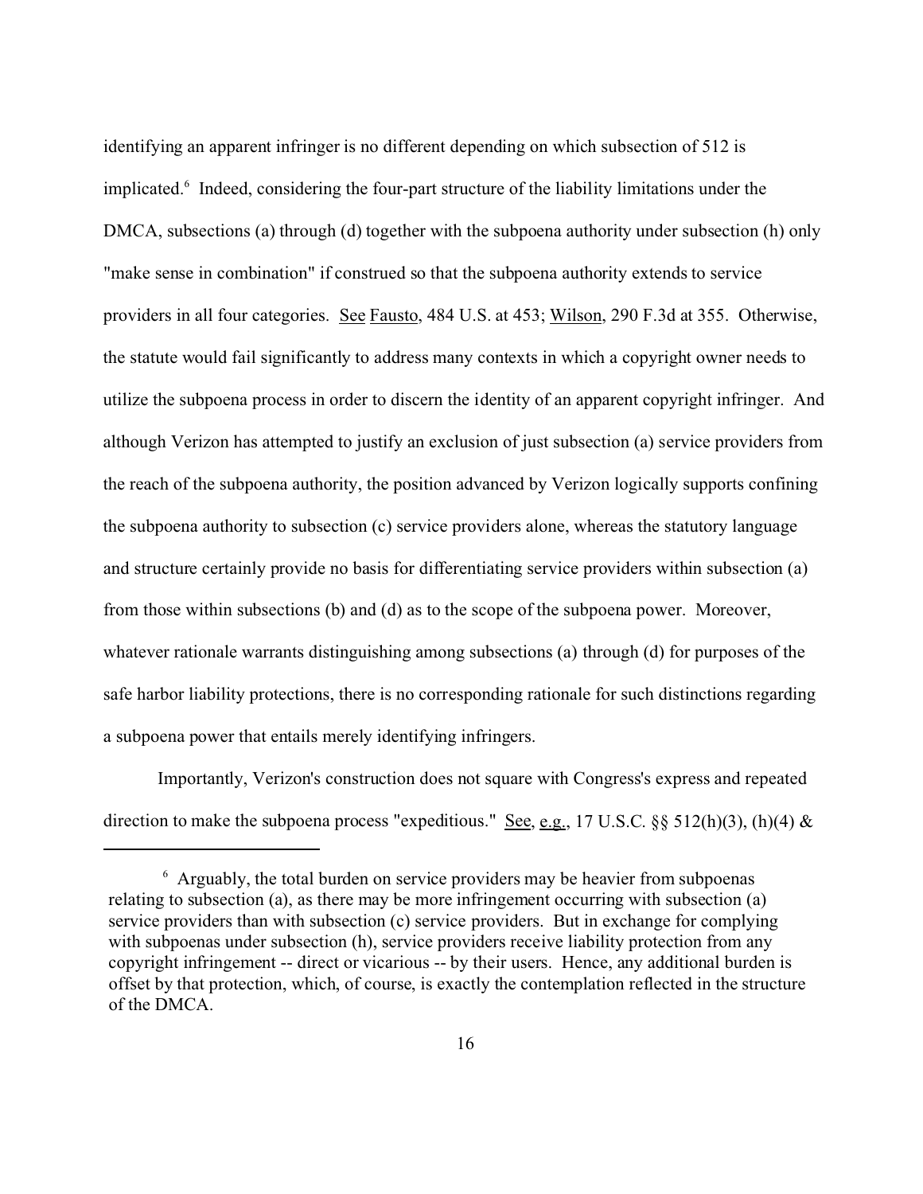identifying an apparent infringer is no different depending on which subsection of 512 is implicated.[6] Indeed, considering the four-part structure of the liability limitations under the DMCA, subsections (a) through (d) together with the subpoena authority under subsection (h) only "make sense in combination" if construed so that the subpoena authority extends to service providers in all four categories. See Fausto, 484 U.S. at 453; Wilson, 290 F.3d at 355. Otherwise, the statute would fail significantly to address many contexts in which a copyright owner needs to utilize the subpoena process in order to discern the identity of an apparent copyright infringer. And although Verizon has attempted to justify an exclusion of just subsection (a) service providers from the reach of the subpoena authority, the position advanced by Verizon logically supports confining the subpoena authority to subsection (c) service providers alone, whereas the statutory language and structure certainly provide no basis for differentiating service providers within subsection (a) from those within subsections (b) and (d) as to the scope of the subpoena power. Moreover, whatever rationale warrants distinguishing among subsections (a) through (d) for purposes of the safe harbor liability protections, there is no corresponding rationale for such distinctions regarding a subpoena power that entails merely identifying infringers.

Importantly, Verizon's construction does not square with Congress's express and repeated direction to make the subpoena process "expeditious." See, e.g., 17 U.S.C. §§ 512(h)(3), (h)(4) &

---

[6] Arguably, the total burden on service providers may be heavier from subpoenas relating to subsection (a), as there may be more infringement occurring with subsection (a) service providers than with subsection (c) service providers. But in exchange for complying with subpoenas under subsection (h), service providers receive liability protection from any copyright infringement -- direct or vicarious -- by their users. Hence, any additional burden is offset by that protection, which, of course, is exactly the contemplation reflected in the structure of the DMCA.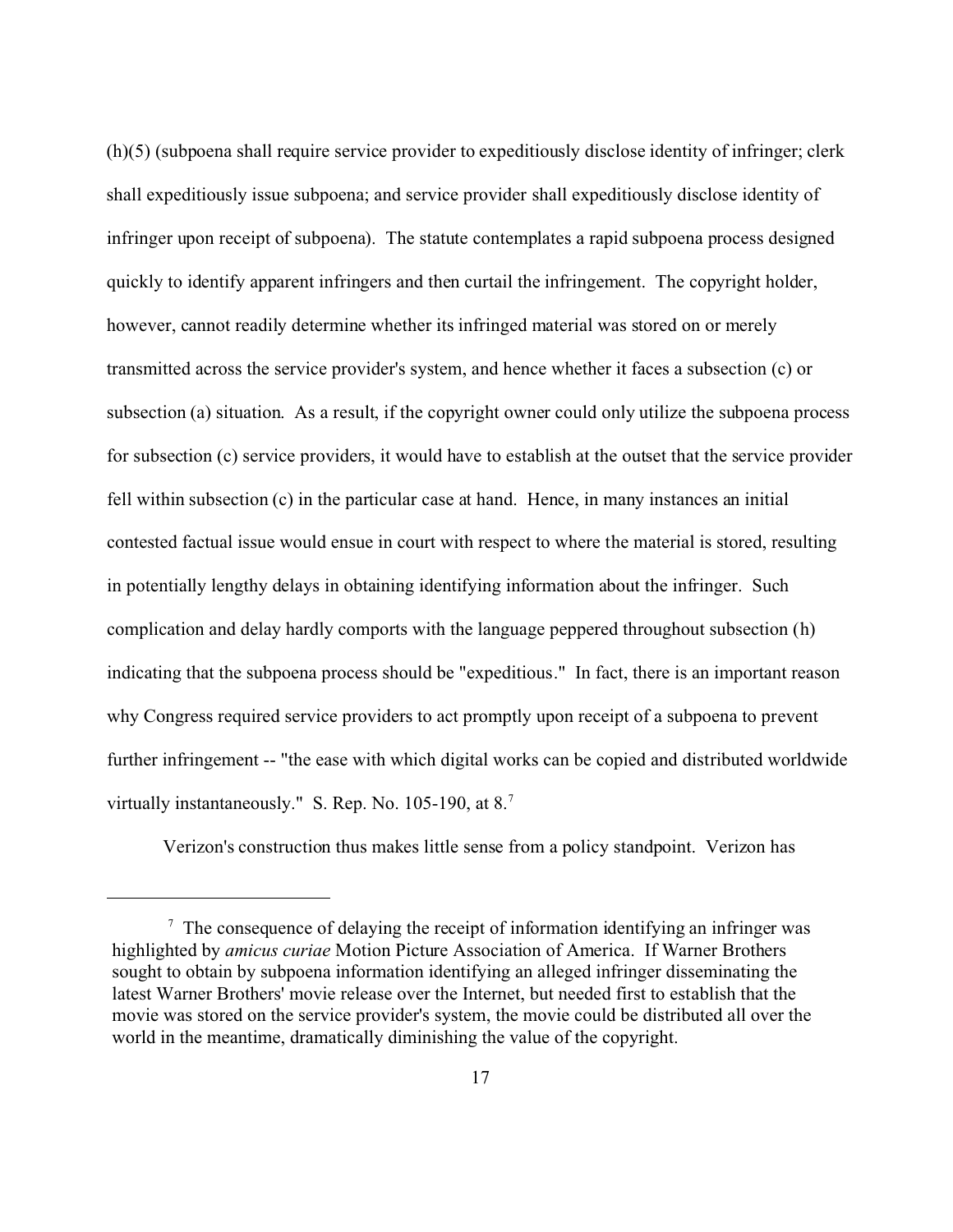(h)(5) (subpoena shall require service provider to expeditiously disclose identity of infringer; clerk shall expeditiously issue subpoena; and service provider shall expeditiously disclose identity of infringer upon receipt of subpoena). The statute contemplates a rapid subpoena process designed quickly to identify apparent infringers and then curtail the infringement. The copyright holder, however, cannot readily determine whether its infringed material was stored on or merely transmitted across the service provider's system, and hence whether it faces a subsection (c) or subsection (a) situation. As a result, if the copyright owner could only utilize the subpoena process for subsection (c) service providers, it would have to establish at the outset that the service provider fell within subsection (c) in the particular case at hand. Hence, in many instances an initial contested factual issue would ensue in court with respect to where the material is stored, resulting in potentially lengthy delays in obtaining identifying information about the infringer. Such complication and delay hardly comports with the language peppered throughout subsection (h) indicating that the subpoena process should be "expeditious." In fact, there is an important reason why Congress required service providers to act promptly upon receipt of a subpoena to prevent further infringement -- "the ease with which digital works can be copied and distributed worldwide virtually instantaneously." S. Rep. No. 105-190, at 8.[7]

Verizon's construction thus makes little sense from a policy standpoint. Verizon has

---

[7] The consequence of delaying the receipt of information identifying an infringer was highlighted by *amicus curiae* Motion Picture Association of America. If Warner Brothers sought to obtain by subpoena information identifying an alleged infringer disseminating the latest Warner Brothers' movie release over the Internet, but needed first to establish that the movie was stored on the service provider's system, the movie could be distributed all over the world in the meantime, dramatically diminishing the value of the copyright.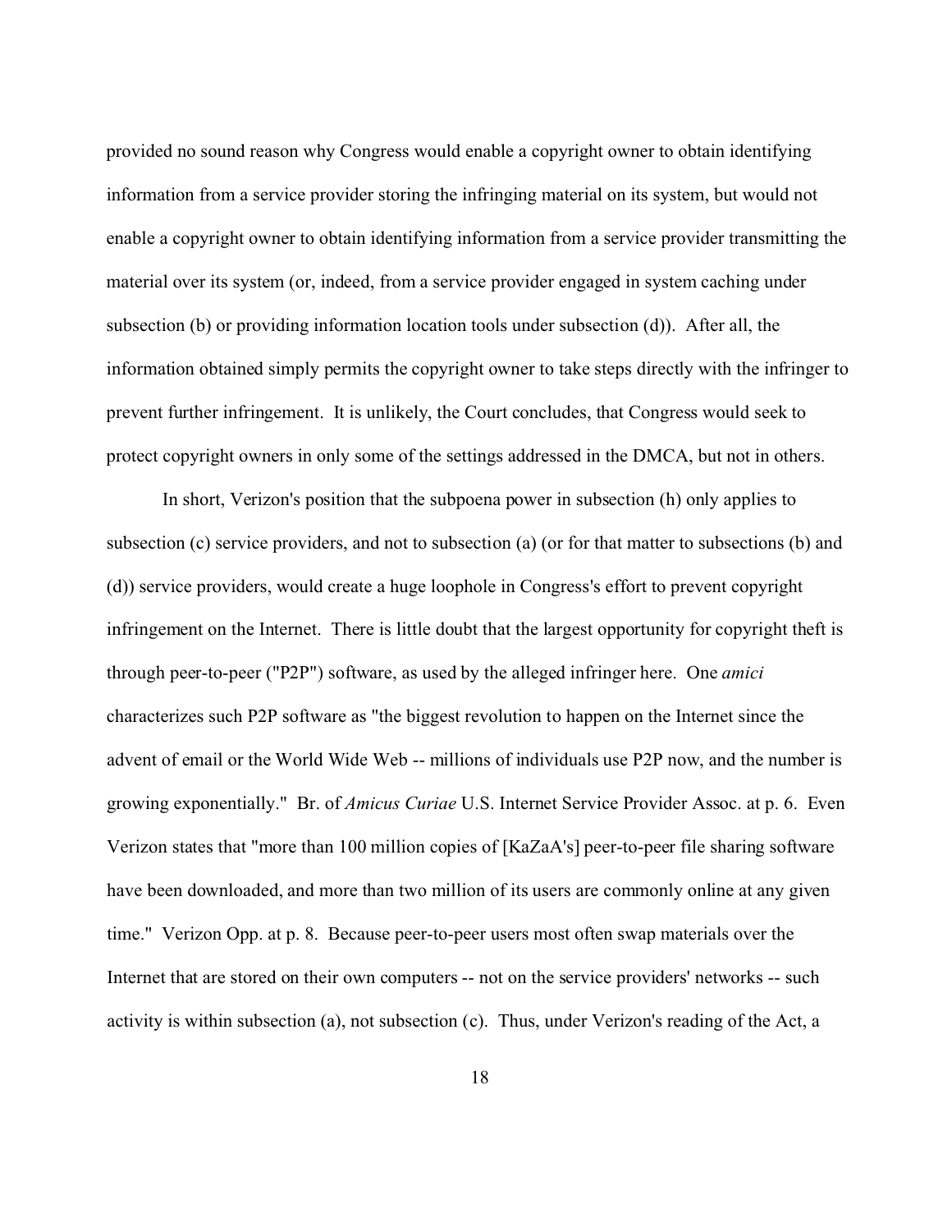provided no sound reason why Congress would enable a copyright owner to obtain identifying information from a service provider storing the infringing material on its system, but would not enable a copyright owner to obtain identifying information from a service provider transmitting the material over its system (or, indeed, from a service provider engaged in system caching under subsection (b) or providing information location tools under subsection (d)). After all, the information obtained simply permits the copyright owner to take steps directly with the infringer to prevent further infringement. It is unlikely, the Court concludes, that Congress would seek to protect copyright owners in only some of the settings addressed in the DMCA, but not in others.

In short, Verizon's position that the subpoena power in subsection (h) only applies to subsection (c) service providers, and not to subsection (a) (or for that matter to subsections (b) and (d)) service providers, would create a huge loophole in Congress's effort to prevent copyright infringement on the Internet. There is little doubt that the largest opportunity for copyright theft is through peer-to-peer ("P2P") software, as used by the alleged infringer here. One *amici* characterizes such P2P software as "the biggest revolution to happen on the Internet since the advent of email or the World Wide Web -- millions of individuals use P2P now, and the number is growing exponentially." Br. of *Amicus Curiae* U.S. Internet Service Provider Assoc. at p. 6. Even Verizon states that "more than 100 million copies of [KaZaA's] peer-to-peer file sharing software have been downloaded, and more than two million of its users are commonly online at any given time." Verizon Opp. at p. 8. Because peer-to-peer users most often swap materials over the Internet that are stored on their own computers -- not on the service providers' networks -- such activity is within subsection (a), not subsection (c). Thus, under Verizon's reading of the Act, a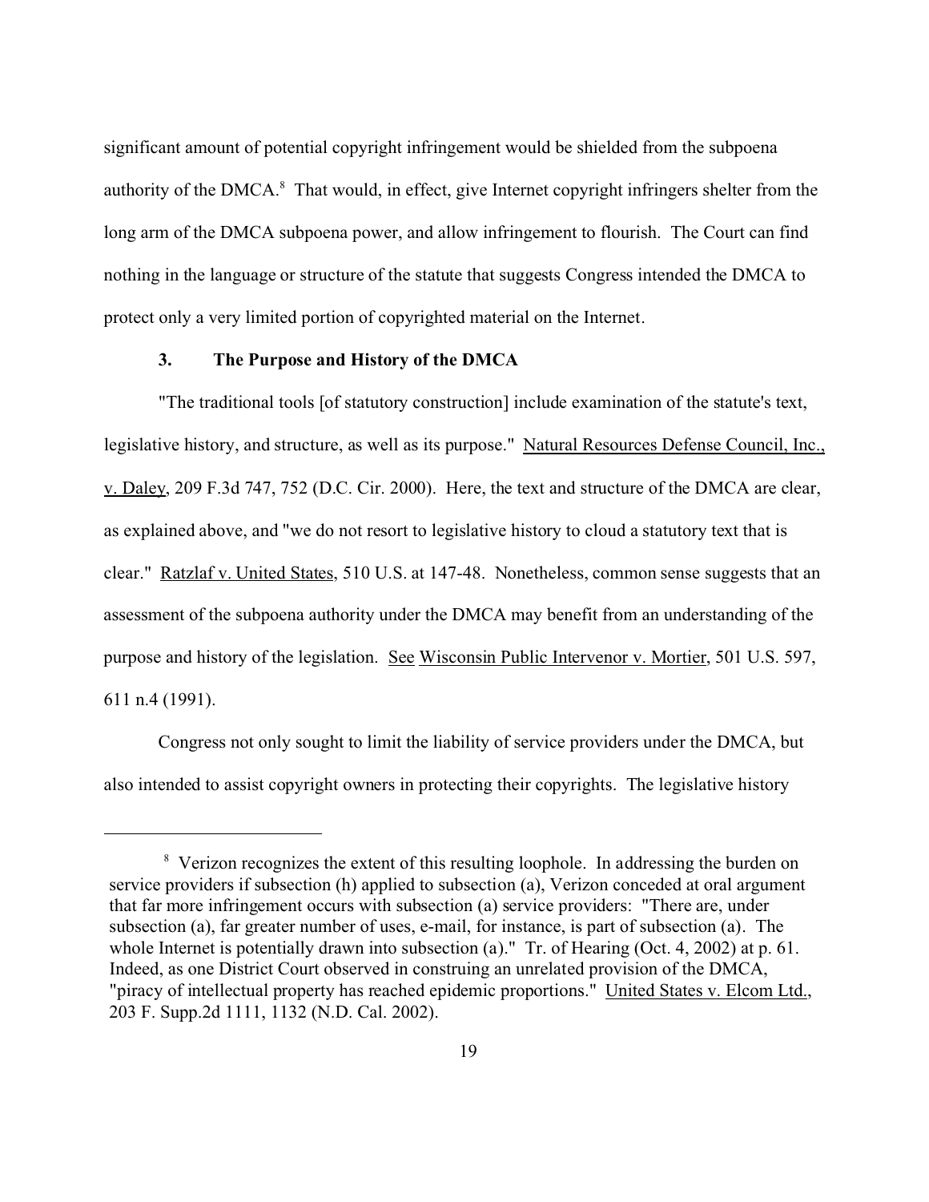significant amount of potential copyright infringement would be shielded from the subpoena authority of the DMCA.[8] That would, in effect, give Internet copyright infringers shelter from the long arm of the DMCA subpoena power, and allow infringement to flourish. The Court can find nothing in the language or structure of the statute that suggests Congress intended the DMCA to protect only a very limited portion of copyrighted material on the Internet.

### 3. The Purpose and History of the DMCA

"The traditional tools [of statutory construction] include examination of the statute's text, legislative history, and structure, as well as its purpose." Natural Resources Defense Council, Inc., v. Daley, 209 F.3d 747, 752 (D.C. Cir. 2000). Here, the text and structure of the DMCA are clear, as explained above, and "we do not resort to legislative history to cloud a statutory text that is clear." Ratzlaf v. United States, 510 U.S. at 147-48. Nonetheless, common sense suggests that an assessment of the subpoena authority under the DMCA may benefit from an understanding of the purpose and history of the legislation. See Wisconsin Public Intervenor v. Mortier, 501 U.S. 597, 611 n.4 (1991).

Congress not only sought to limit the liability of service providers under the DMCA, but also intended to assist copyright owners in protecting their copyrights. The legislative history

---

[8] Verizon recognizes the extent of this resulting loophole. In addressing the burden on service providers if subsection (h) applied to subsection (a), Verizon conceded at oral argument that far more infringement occurs with subsection (a) service providers: "There are, under subsection (a), far greater number of uses, e-mail, for instance, is part of subsection (a). The whole Internet is potentially drawn into subsection (a)." Tr. of Hearing (Oct. 4, 2002) at p. 61. Indeed, as one District Court observed in construing an unrelated provision of the DMCA, "piracy of intellectual property has reached epidemic proportions." United States v. Elcom Ltd., 203 F. Supp.2d 1111, 1132 (N.D. Cal. 2002).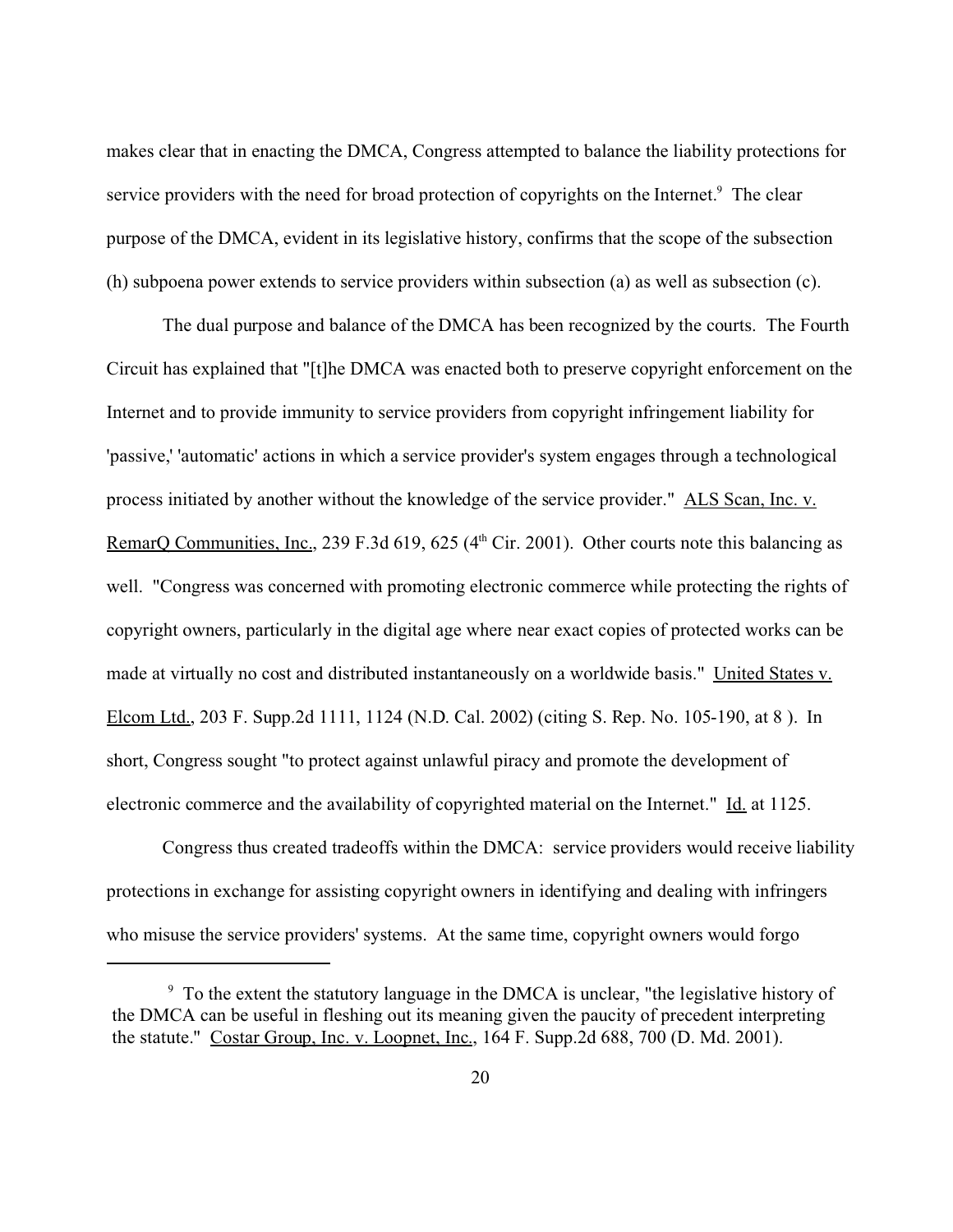makes clear that in enacting the DMCA, Congress attempted to balance the liability protections for service providers with the need for broad protection of copyrights on the Internet.[9] The clear purpose of the DMCA, evident in its legislative history, confirms that the scope of the subsection (h) subpoena power extends to service providers within subsection (a) as well as subsection (c).

The dual purpose and balance of the DMCA has been recognized by the courts. The Fourth Circuit has explained that "[t]he DMCA was enacted both to preserve copyright enforcement on the Internet and to provide immunity to service providers from copyright infringement liability for 'passive,' 'automatic' actions in which a service provider's system engages through a technological process initiated by another without the knowledge of the service provider." ALS Scan, Inc. v. RemarQ Communities, Inc., 239 F.3d 619, 625 (4th Cir. 2001). Other courts note this balancing as well. "Congress was concerned with promoting electronic commerce while protecting the rights of copyright owners, particularly in the digital age where near exact copies of protected works can be made at virtually no cost and distributed instantaneously on a worldwide basis." United States v. Elcom Ltd., 203 F. Supp.2d 1111, 1124 (N.D. Cal. 2002) (citing S. Rep. No. 105-190, at 8 ). In short, Congress sought "to protect against unlawful piracy and promote the development of electronic commerce and the availability of copyrighted material on the Internet." Id. at 1125.

Congress thus created tradeoffs within the DMCA: service providers would receive liability protections in exchange for assisting copyright owners in identifying and dealing with infringers who misuse the service providers' systems. At the same time, copyright owners would forgo

---

[9] To the extent the statutory language in the DMCA is unclear, "the legislative history of the DMCA can be useful in fleshing out its meaning given the paucity of precedent interpreting the statute." Costar Group, Inc. v. Loopnet, Inc., 164 F. Supp.2d 688, 700 (D. Md. 2001).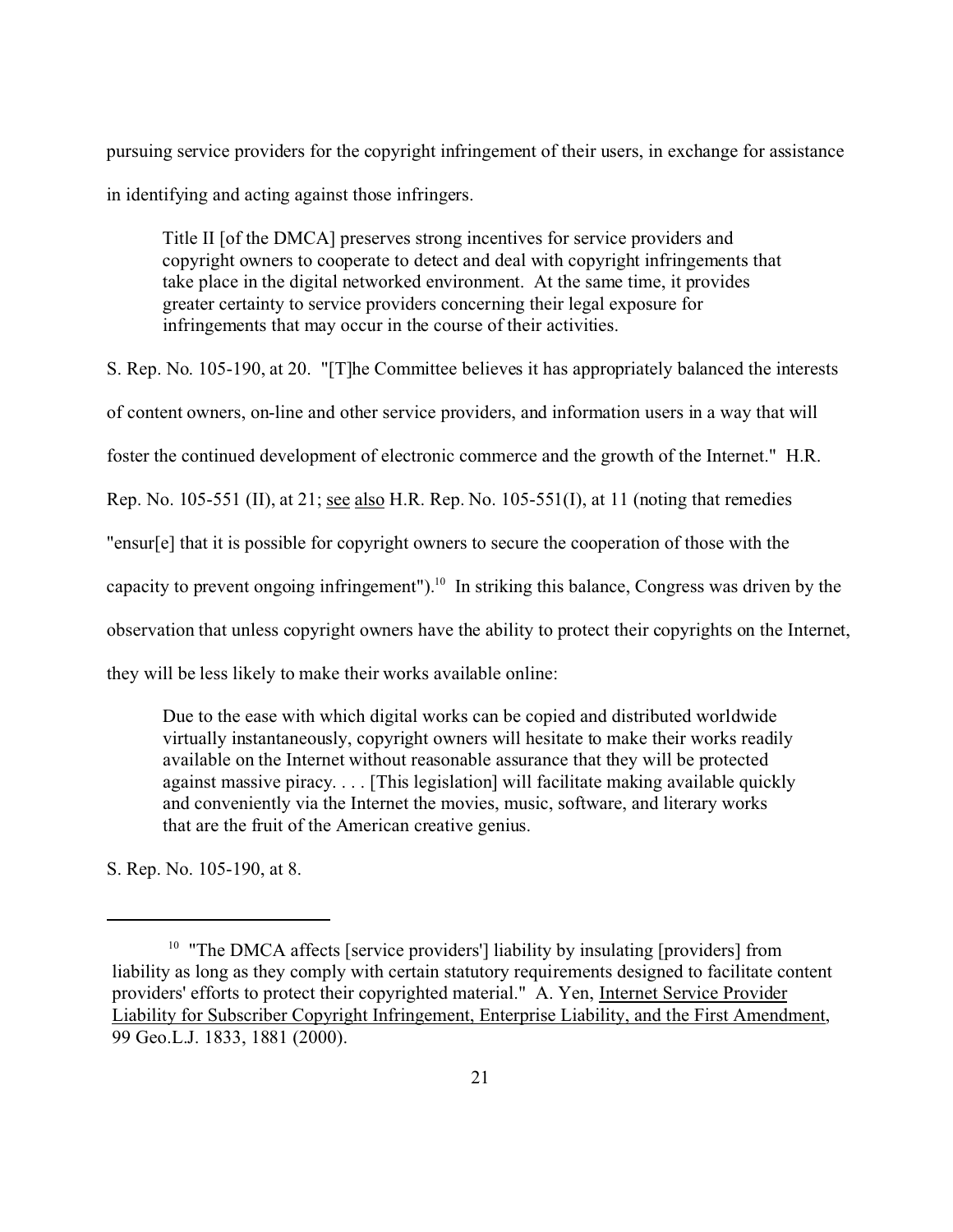pursuing service providers for the copyright infringement of their users, in exchange for assistance in identifying and acting against those infringers.

> Title II [of the DMCA] preserves strong incentives for service providers and copyright owners to cooperate to detect and deal with copyright infringements that take place in the digital networked environment. At the same time, it provides greater certainty to service providers concerning their legal exposure for infringements that may occur in the course of their activities.

S. Rep. No. 105-190, at 20. "[T]he Committee believes it has appropriately balanced the interests of content owners, on-line and other service providers, and information users in a way that will foster the continued development of electronic commerce and the growth of the Internet." H.R. Rep. No. 105-551 (II), at 21; see also H.R. Rep. No. 105-551(I), at 11 (noting that remedies "ensur[e] that it is possible for copyright owners to secure the cooperation of those with the capacity to prevent ongoing infringement").[10] In striking this balance, Congress was driven by the observation that unless copyright owners have the ability to protect their copyrights on the Internet, they will be less likely to make their works available online:

> Due to the ease with which digital works can be copied and distributed worldwide virtually instantaneously, copyright owners will hesitate to make their works readily available on the Internet without reasonable assurance that they will be protected against massive piracy. . . . [This legislation] will facilitate making available quickly and conveniently via the Internet the movies, music, software, and literary works that are the fruit of the American creative genius.

S. Rep. No. 105-190, at 8.

---

[10] "The DMCA affects [service providers'] liability by insulating [providers] from liability as long as they comply with certain statutory requirements designed to facilitate content providers' efforts to protect their copyrighted material." A. Yen, Internet Service Provider Liability for Subscriber Copyright Infringement, Enterprise Liability, and the First Amendment, 99 Geo.L.J. 1833, 1881 (2000).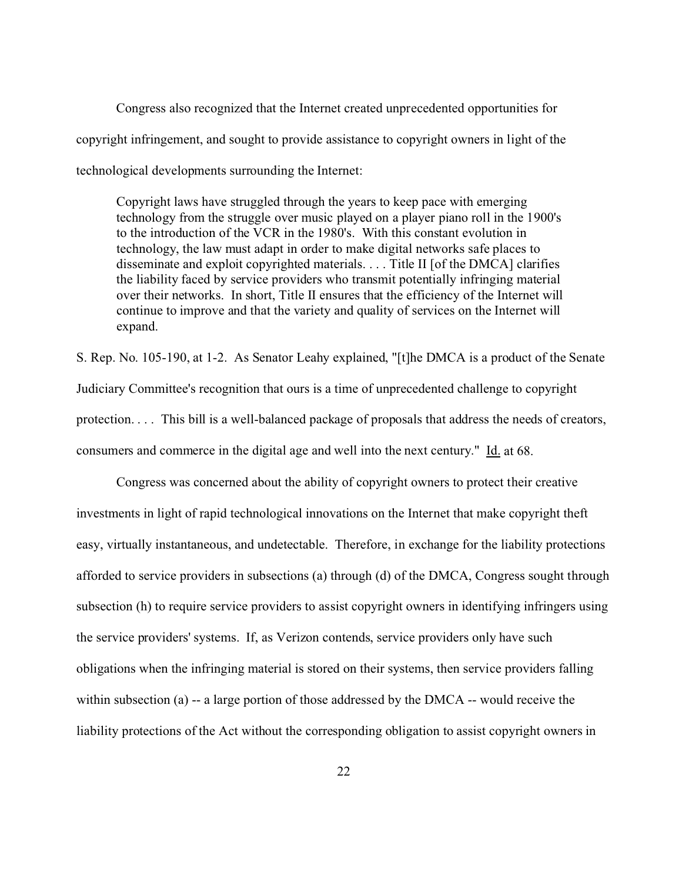Congress also recognized that the Internet created unprecedented opportunities for copyright infringement, and sought to provide assistance to copyright owners in light of the technological developments surrounding the Internet:

> Copyright laws have struggled through the years to keep pace with emerging technology from the struggle over music played on a player piano roll in the 1900's to the introduction of the VCR in the 1980's. With this constant evolution in technology, the law must adapt in order to make digital networks safe places to disseminate and exploit copyrighted materials. . . . Title II [of the DMCA] clarifies the liability faced by service providers who transmit potentially infringing material over their networks. In short, Title II ensures that the efficiency of the Internet will continue to improve and that the variety and quality of services on the Internet will expand.

S. Rep. No. 105-190, at 1-2. As Senator Leahy explained, "[t]he DMCA is a product of the Senate Judiciary Committee's recognition that ours is a time of unprecedented challenge to copyright protection. . . . This bill is a well-balanced package of proposals that address the needs of creators, consumers and commerce in the digital age and well into the next century." Id. at 68.

Congress was concerned about the ability of copyright owners to protect their creative investments in light of rapid technological innovations on the Internet that make copyright theft easy, virtually instantaneous, and undetectable. Therefore, in exchange for the liability protections afforded to service providers in subsections (a) through (d) of the DMCA, Congress sought through subsection (h) to require service providers to assist copyright owners in identifying infringers using the service providers' systems. If, as Verizon contends, service providers only have such obligations when the infringing material is stored on their systems, then service providers falling within subsection (a) -- a large portion of those addressed by the DMCA -- would receive the liability protections of the Act without the corresponding obligation to assist copyright owners in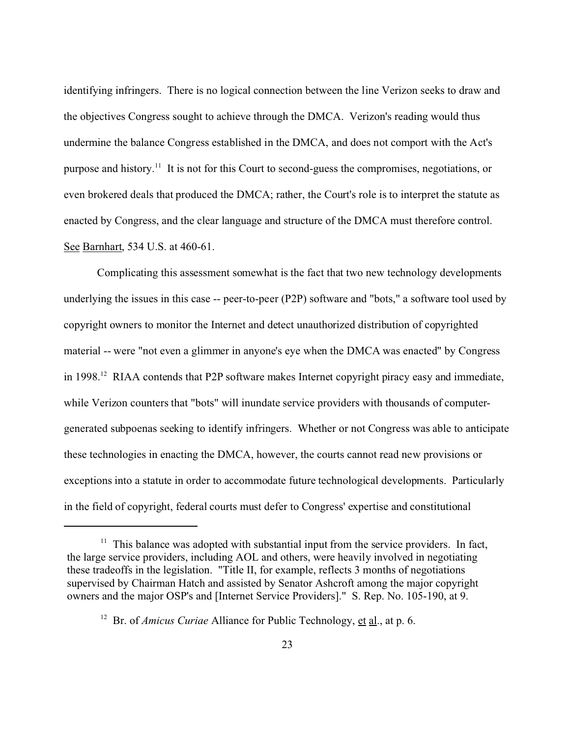identifying infringers. There is no logical connection between the line Verizon seeks to draw and the objectives Congress sought to achieve through the DMCA. Verizon's reading would thus undermine the balance Congress established in the DMCA, and does not comport with the Act's purpose and history.[11] It is not for this Court to second-guess the compromises, negotiations, or even brokered deals that produced the DMCA; rather, the Court's role is to interpret the statute as enacted by Congress, and the clear language and structure of the DMCA must therefore control. See Barnhart, 534 U.S. at 460-61.

Complicating this assessment somewhat is the fact that two new technology developments underlying the issues in this case -- peer-to-peer (P2P) software and "bots," a software tool used by copyright owners to monitor the Internet and detect unauthorized distribution of copyrighted material -- were "not even a glimmer in anyone's eye when the DMCA was enacted" by Congress in 1998.[12] RIAA contends that P2P software makes Internet copyright piracy easy and immediate, while Verizon counters that "bots" will inundate service providers with thousands of computer-generated subpoenas seeking to identify infringers. Whether or not Congress was able to anticipate these technologies in enacting the DMCA, however, the courts cannot read new provisions or exceptions into a statute in order to accommodate future technological developments. Particularly in the field of copyright, federal courts must defer to Congress' expertise and constitutional

---

[11] This balance was adopted with substantial input from the service providers. In fact, the large service providers, including AOL and others, were heavily involved in negotiating these tradeoffs in the legislation. "Title II, for example, reflects 3 months of negotiations supervised by Chairman Hatch and assisted by Senator Ashcroft among the major copyright owners and the major OSP's and [Internet Service Providers]." S. Rep. No. 105-190, at 9.

[12] Br. of *Amicus Curiae* Alliance for Public Technology, et al., at p. 6.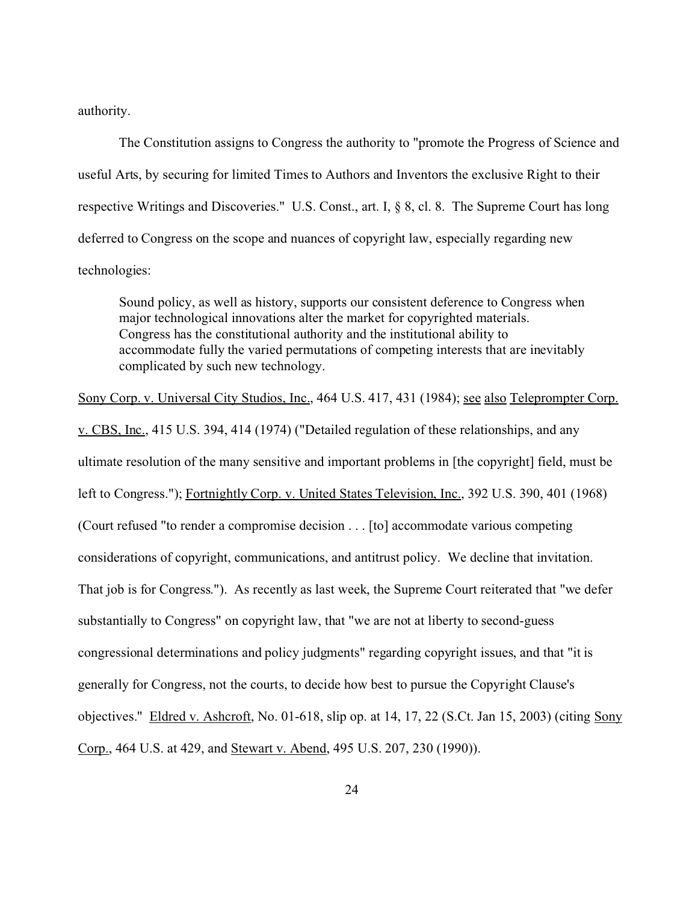authority.

The Constitution assigns to Congress the authority to "promote the Progress of Science and useful Arts, by securing for limited Times to Authors and Inventors the exclusive Right to their respective Writings and Discoveries." U.S. Const., art. I, § 8, cl. 8. The Supreme Court has long deferred to Congress on the scope and nuances of copyright law, especially regarding new technologies:

> Sound policy, as well as history, supports our consistent deference to Congress when major technological innovations alter the market for copyrighted materials. Congress has the constitutional authority and the institutional ability to accommodate fully the varied permutations of competing interests that are inevitably complicated by such new technology.

Sony Corp. v. Universal City Studios, Inc., 464 U.S. 417, 431 (1984); see also Teleprompter Corp. v. CBS, Inc., 415 U.S. 394, 414 (1974) ("Detailed regulation of these relationships, and any ultimate resolution of the many sensitive and important problems in [the copyright] field, must be left to Congress."); Fortnightly Corp. v. United States Television, Inc., 392 U.S. 390, 401 (1968) (Court refused "to render a compromise decision . . . [to] accommodate various competing considerations of copyright, communications, and antitrust policy. We decline that invitation. That job is for Congress."). As recently as last week, the Supreme Court reiterated that "we defer substantially to Congress" on copyright law, that "we are not at liberty to second-guess congressional determinations and policy judgments" regarding copyright issues, and that "it is generally for Congress, not the courts, to decide how best to pursue the Copyright Clause's objectives." Eldred v. Ashcroft, No. 01-618, slip op. at 14, 17, 22 (S.Ct. Jan 15, 2003) (citing Sony Corp., 464 U.S. at 429, and Stewart v. Abend, 495 U.S. 207, 230 (1990)).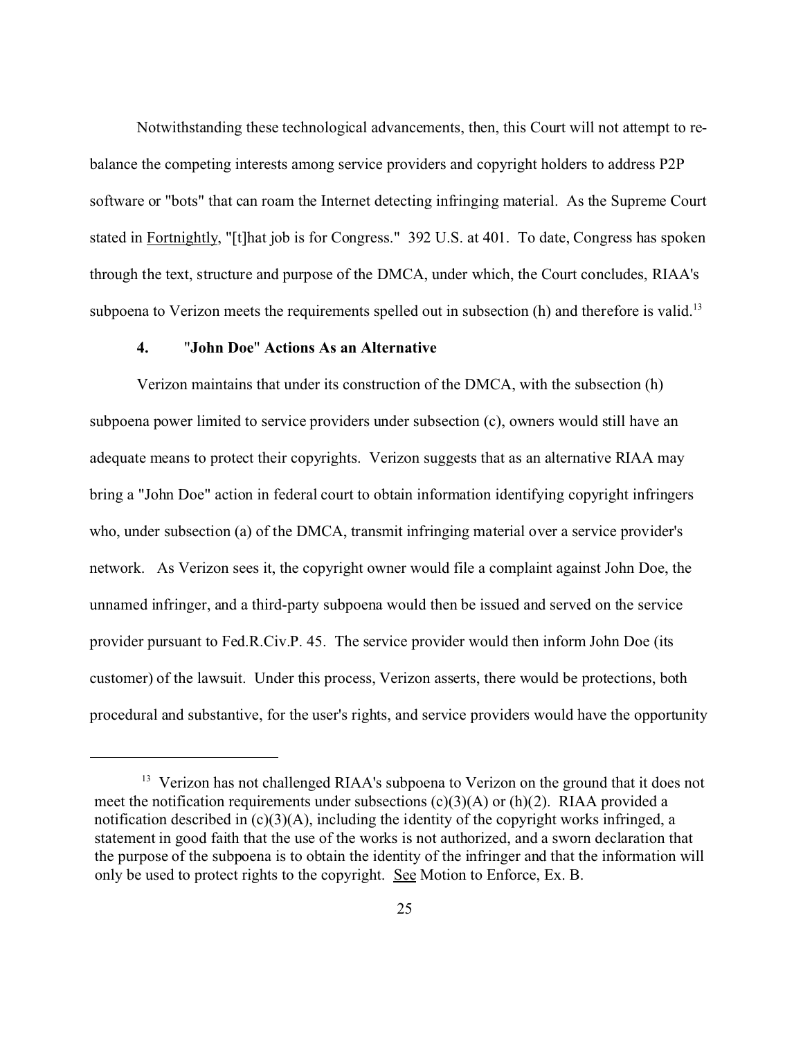Notwithstanding these technological advancements, then, this Court will not attempt to re-balance the competing interests among service providers and copyright holders to address P2P software or "bots" that can roam the Internet detecting infringing material. As the Supreme Court stated in Fortnightly, "[t]hat job is for Congress." 392 U.S. at 401. To date, Congress has spoken through the text, structure and purpose of the DMCA, under which, the Court concludes, RIAA's subpoena to Verizon meets the requirements spelled out in subsection (h) and therefore is valid.[13]

**4. "John Doe" Actions As an Alternative**

Verizon maintains that under its construction of the DMCA, with the subsection (h) subpoena power limited to service providers under subsection (c), owners would still have an adequate means to protect their copyrights. Verizon suggests that as an alternative RIAA may bring a "John Doe" action in federal court to obtain information identifying copyright infringers who, under subsection (a) of the DMCA, transmit infringing material over a service provider's network. As Verizon sees it, the copyright owner would file a complaint against John Doe, the unnamed infringer, and a third-party subpoena would then be issued and served on the service provider pursuant to Fed.R.Civ.P. 45. The service provider would then inform John Doe (its customer) of the lawsuit. Under this process, Verizon asserts, there would be protections, both procedural and substantive, for the user's rights, and service providers would have the opportunity

---

[13] Verizon has not challenged RIAA's subpoena to Verizon on the ground that it does not meet the notification requirements under subsections (c)(3)(A) or (h)(2). RIAA provided a notification described in (c)(3)(A), including the identity of the copyright works infringed, a statement in good faith that the use of the works is not authorized, and a sworn declaration that the purpose of the subpoena is to obtain the identity of the infringer and that the information will only be used to protect rights to the copyright. See Motion to Enforce, Ex. B.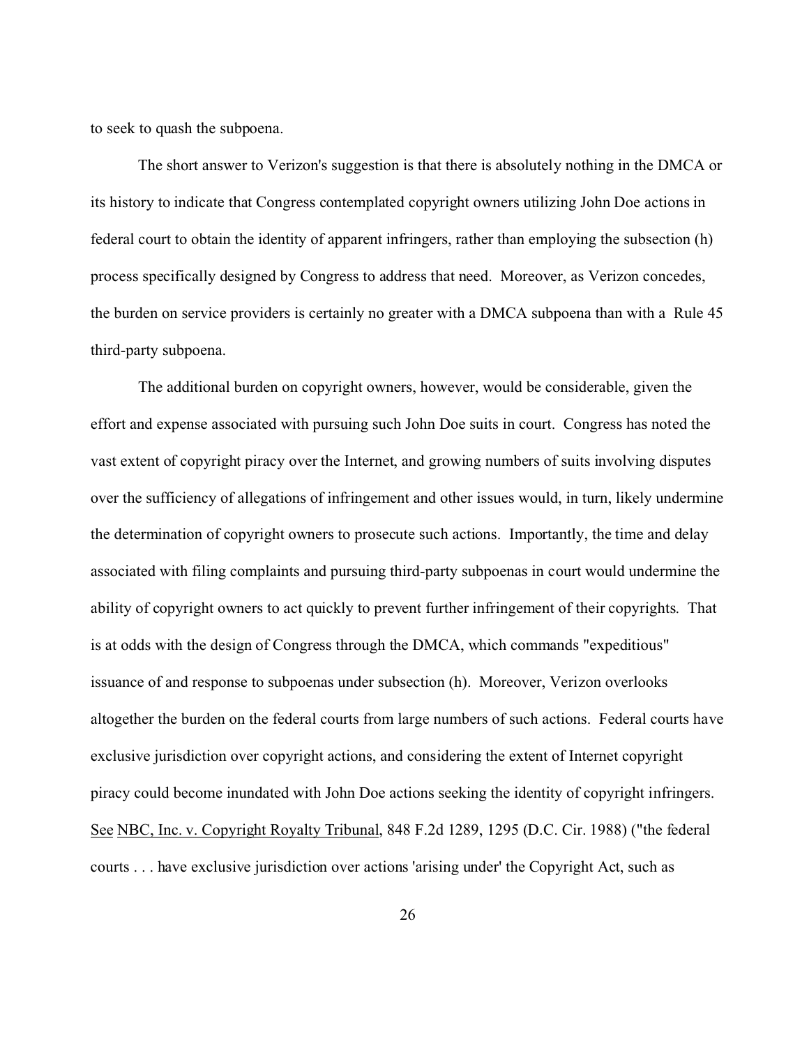to seek to quash the subpoena.

The short answer to Verizon's suggestion is that there is absolutely nothing in the DMCA or its history to indicate that Congress contemplated copyright owners utilizing John Doe actions in federal court to obtain the identity of apparent infringers, rather than employing the subsection (h) process specifically designed by Congress to address that need. Moreover, as Verizon concedes, the burden on service providers is certainly no greater with a DMCA subpoena than with a Rule 45 third-party subpoena.

The additional burden on copyright owners, however, would be considerable, given the effort and expense associated with pursuing such John Doe suits in court. Congress has noted the vast extent of copyright piracy over the Internet, and growing numbers of suits involving disputes over the sufficiency of allegations of infringement and other issues would, in turn, likely undermine the determination of copyright owners to prosecute such actions. Importantly, the time and delay associated with filing complaints and pursuing third-party subpoenas in court would undermine the ability of copyright owners to act quickly to prevent further infringement of their copyrights. That is at odds with the design of Congress through the DMCA, which commands "expeditious" issuance of and response to subpoenas under subsection (h). Moreover, Verizon overlooks altogether the burden on the federal courts from large numbers of such actions. Federal courts have exclusive jurisdiction over copyright actions, and considering the extent of Internet copyright piracy could become inundated with John Doe actions seeking the identity of copyright infringers. See NBC, Inc. v. Copyright Royalty Tribunal, 848 F.2d 1289, 1295 (D.C. Cir. 1988) ("the federal courts . . . have exclusive jurisdiction over actions 'arising under' the Copyright Act, such as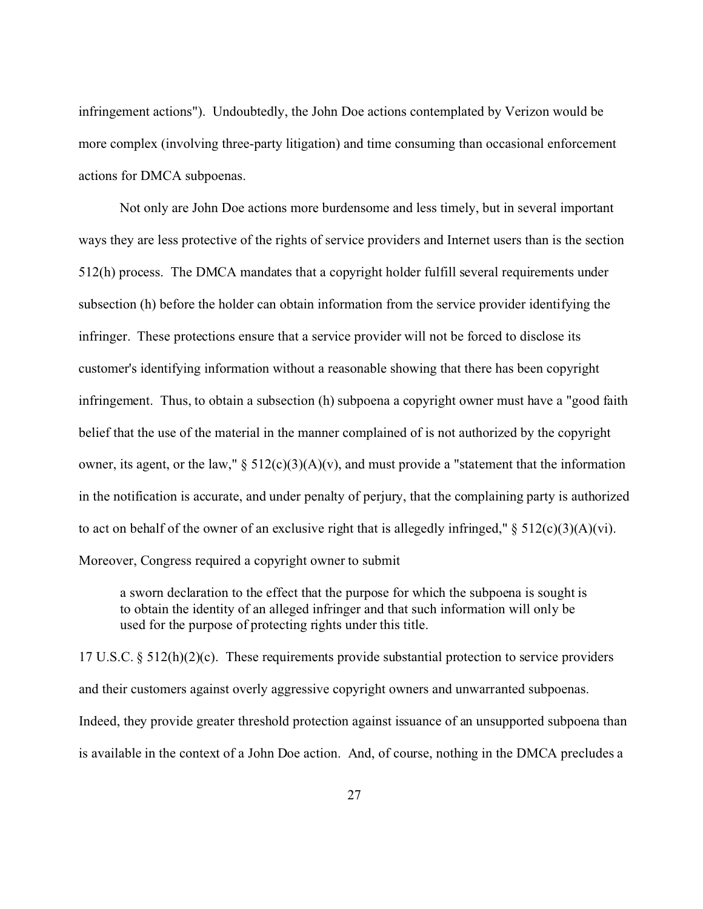infringement actions"). Undoubtedly, the John Doe actions contemplated by Verizon would be more complex (involving three-party litigation) and time consuming than occasional enforcement actions for DMCA subpoenas.

Not only are John Doe actions more burdensome and less timely, but in several important ways they are less protective of the rights of service providers and Internet users than is the section 512(h) process. The DMCA mandates that a copyright holder fulfill several requirements under subsection (h) before the holder can obtain information from the service provider identifying the infringer. These protections ensure that a service provider will not be forced to disclose its customer's identifying information without a reasonable showing that there has been copyright infringement. Thus, to obtain a subsection (h) subpoena a copyright owner must have a "good faith belief that the use of the material in the manner complained of is not authorized by the copyright owner, its agent, or the law," § 512(c)(3)(A)(v), and must provide a "statement that the information in the notification is accurate, and under penalty of perjury, that the complaining party is authorized to act on behalf of the owner of an exclusive right that is allegedly infringed," § 512(c)(3)(A)(vi). Moreover, Congress required a copyright owner to submit

> a sworn declaration to the effect that the purpose for which the subpoena is sought is to obtain the identity of an alleged infringer and that such information will only be used for the purpose of protecting rights under this title.

17 U.S.C. § 512(h)(2)(c). These requirements provide substantial protection to service providers and their customers against overly aggressive copyright owners and unwarranted subpoenas. Indeed, they provide greater threshold protection against issuance of an unsupported subpoena than is available in the context of a John Doe action. And, of course, nothing in the DMCA precludes a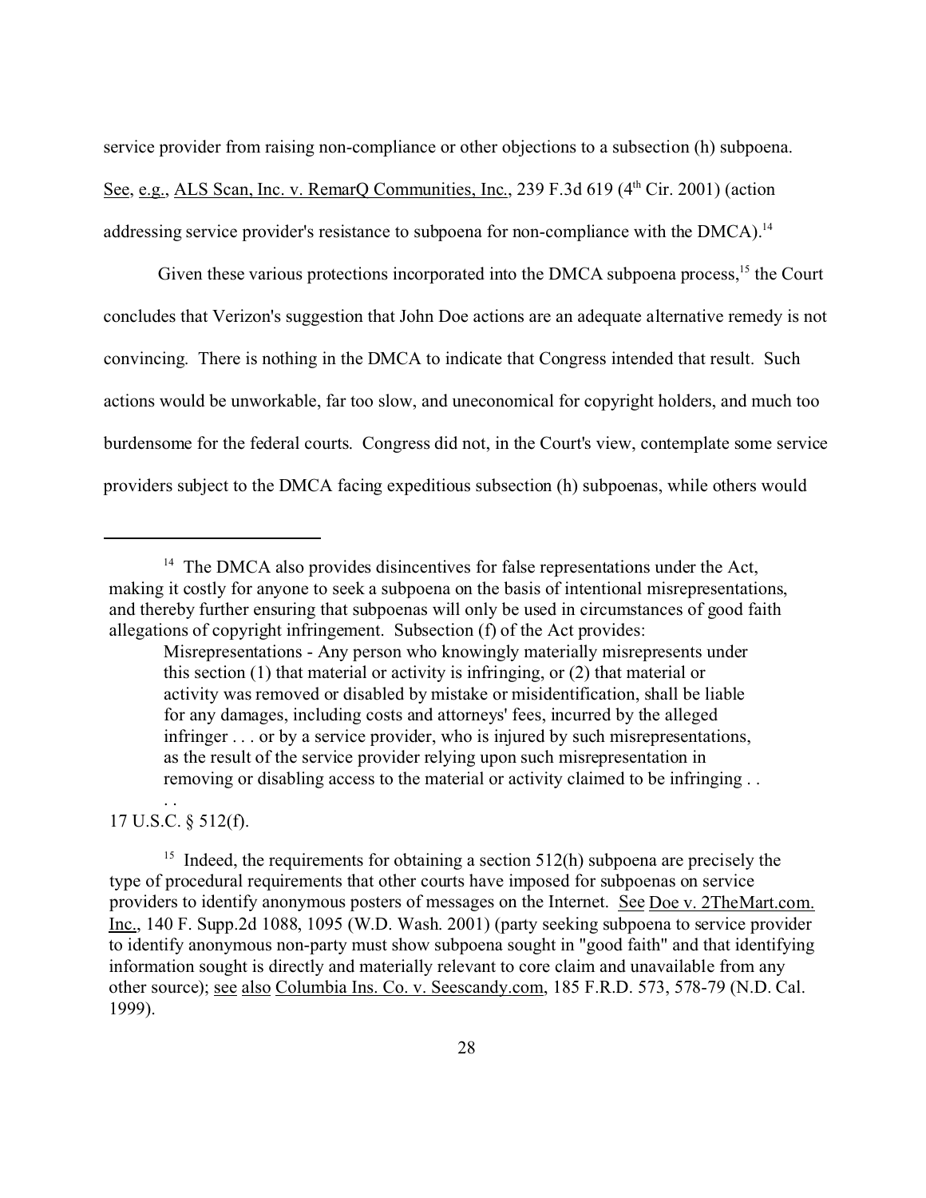service provider from raising non-compliance or other objections to a subsection (h) subpoena. See, e.g., ALS Scan, Inc. v. RemarQ Communities, Inc., 239 F.3d 619 (4th Cir. 2001) (action addressing service provider's resistance to subpoena for non-compliance with the DMCA).[14]

Given these various protections incorporated into the DMCA subpoena process,[15] the Court concludes that Verizon's suggestion that John Doe actions are an adequate alternative remedy is not convincing. There is nothing in the DMCA to indicate that Congress intended that result. Such actions would be unworkable, far too slow, and uneconomical for copyright holders, and much too burdensome for the federal courts. Congress did not, in the Court's view, contemplate some service providers subject to the DMCA facing expeditious subsection (h) subpoenas, while others would

---

[14] The DMCA also provides disincentives for false representations under the Act, making it costly for anyone to seek a subpoena on the basis of intentional misrepresentations, and thereby further ensuring that subpoenas will only be used in circumstances of good faith allegations of copyright infringement. Subsection (f) of the Act provides:

> Misrepresentations - Any person who knowingly materially misrepresents under this section (1) that material or activity is infringing, or (2) that material or activity was removed or disabled by mistake or misidentification, shall be liable for any damages, including costs and attorneys' fees, incurred by the alleged infringer . . . or by a service provider, who is injured by such misrepresentations, as the result of the service provider relying upon such misrepresentation in removing or disabling access to the material or activity claimed to be infringing . . . .

17 U.S.C. § 512(f).

[15] Indeed, the requirements for obtaining a section 512(h) subpoena are precisely the type of procedural requirements that other courts have imposed for subpoenas on service providers to identify anonymous posters of messages on the Internet. See Doe v. 2TheMart.com. Inc., 140 F. Supp.2d 1088, 1095 (W.D. Wash. 2001) (party seeking subpoena to service provider to identify anonymous non-party must show subpoena sought in "good faith" and that identifying information sought is directly and materially relevant to core claim and unavailable from any other source); see also Columbia Ins. Co. v. Seescandy.com, 185 F.R.D. 573, 578-79 (N.D. Cal. 1999).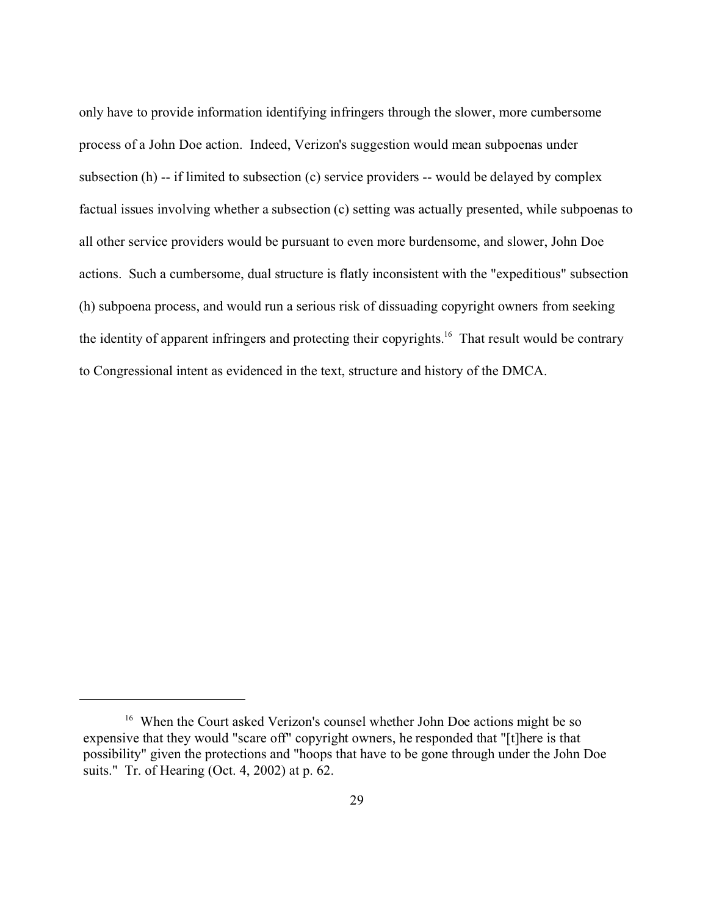only have to provide information identifying infringers through the slower, more cumbersome process of a John Doe action. Indeed, Verizon's suggestion would mean subpoenas under subsection (h) -- if limited to subsection (c) service providers -- would be delayed by complex factual issues involving whether a subsection (c) setting was actually presented, while subpoenas to all other service providers would be pursuant to even more burdensome, and slower, John Doe actions. Such a cumbersome, dual structure is flatly inconsistent with the "expeditious" subsection (h) subpoena process, and would run a serious risk of dissuading copyright owners from seeking the identity of apparent infringers and protecting their copyrights.[16] That result would be contrary to Congressional intent as evidenced in the text, structure and history of the DMCA.

---

[16] When the Court asked Verizon's counsel whether John Doe actions might be so expensive that they would "scare off" copyright owners, he responded that "[t]here is that possibility" given the protections and "hoops that have to be gone through under the John Doe suits." Tr. of Hearing (Oct. 4, 2002) at p. 62.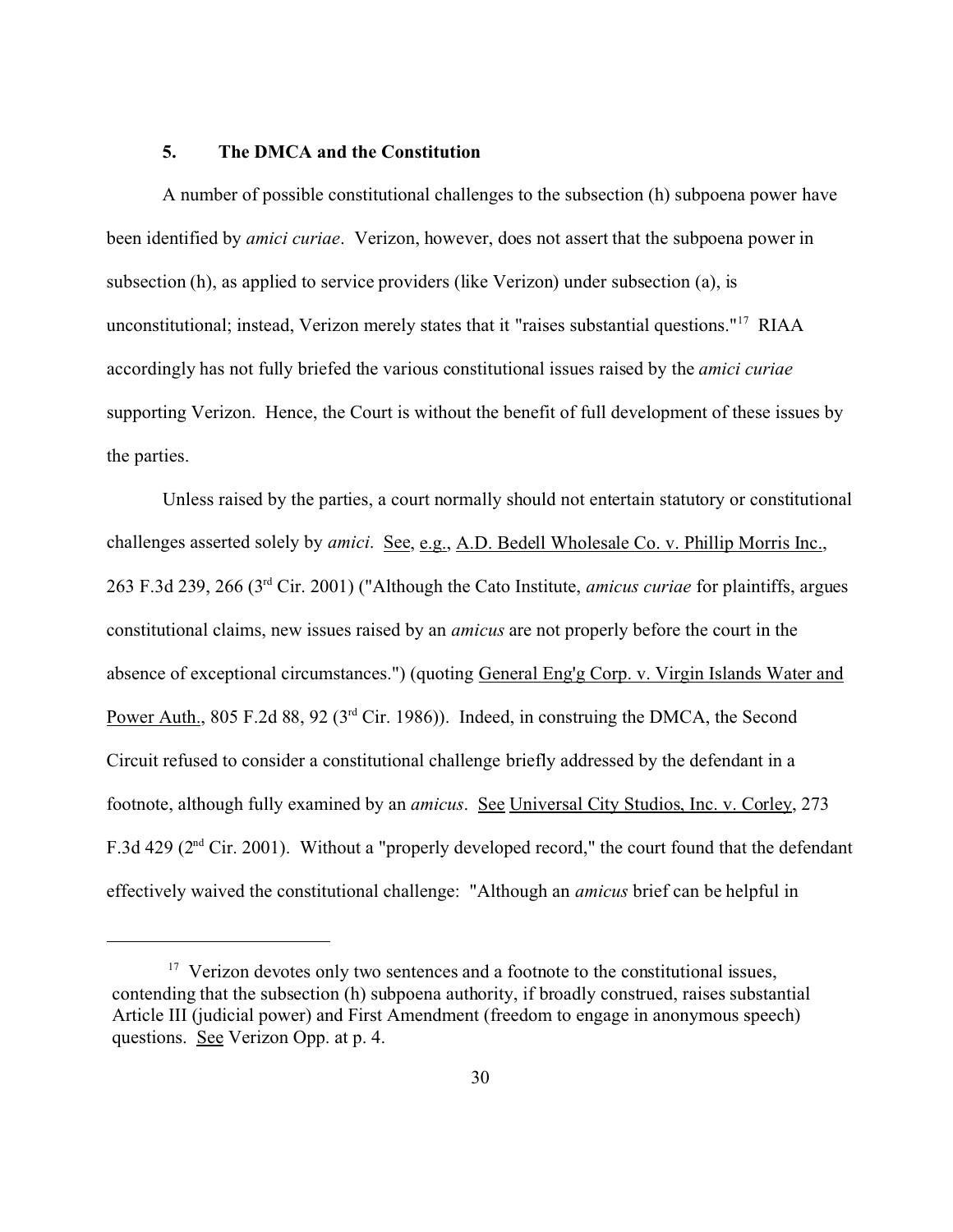### 5. The DMCA and the Constitution

A number of possible constitutional challenges to the subsection (h) subpoena power have been identified by *amici curiae*. Verizon, however, does not assert that the subpoena power in subsection (h), as applied to service providers (like Verizon) under subsection (a), is unconstitutional; instead, Verizon merely states that it "raises substantial questions."[17] RIAA accordingly has not fully briefed the various constitutional issues raised by the *amici curiae* supporting Verizon. Hence, the Court is without the benefit of full development of these issues by the parties.

Unless raised by the parties, a court normally should not entertain statutory or constitutional challenges asserted solely by *amici*. See, e.g., A.D. Bedell Wholesale Co. v. Phillip Morris Inc., 263 F.3d 239, 266 (3rd Cir. 2001) ("Although the Cato Institute, *amicus curiae* for plaintiffs, argues constitutional claims, new issues raised by an *amicus* are not properly before the court in the absence of exceptional circumstances.") (quoting General Eng'g Corp. v. Virgin Islands Water and Power Auth., 805 F.2d 88, 92 (3rd Cir. 1986)). Indeed, in construing the DMCA, the Second Circuit refused to consider a constitutional challenge briefly addressed by the defendant in a footnote, although fully examined by an *amicus*. See Universal City Studios, Inc. v. Corley, 273 F.3d 429 (2nd Cir. 2001). Without a "properly developed record," the court found that the defendant effectively waived the constitutional challenge: "Although an *amicus* brief can be helpful in

[17] Verizon devotes only two sentences and a footnote to the constitutional issues, contending that the subsection (h) subpoena authority, if broadly construed, raises substantial Article III (judicial power) and First Amendment (freedom to engage in anonymous speech) questions. See Verizon Opp. at p. 4.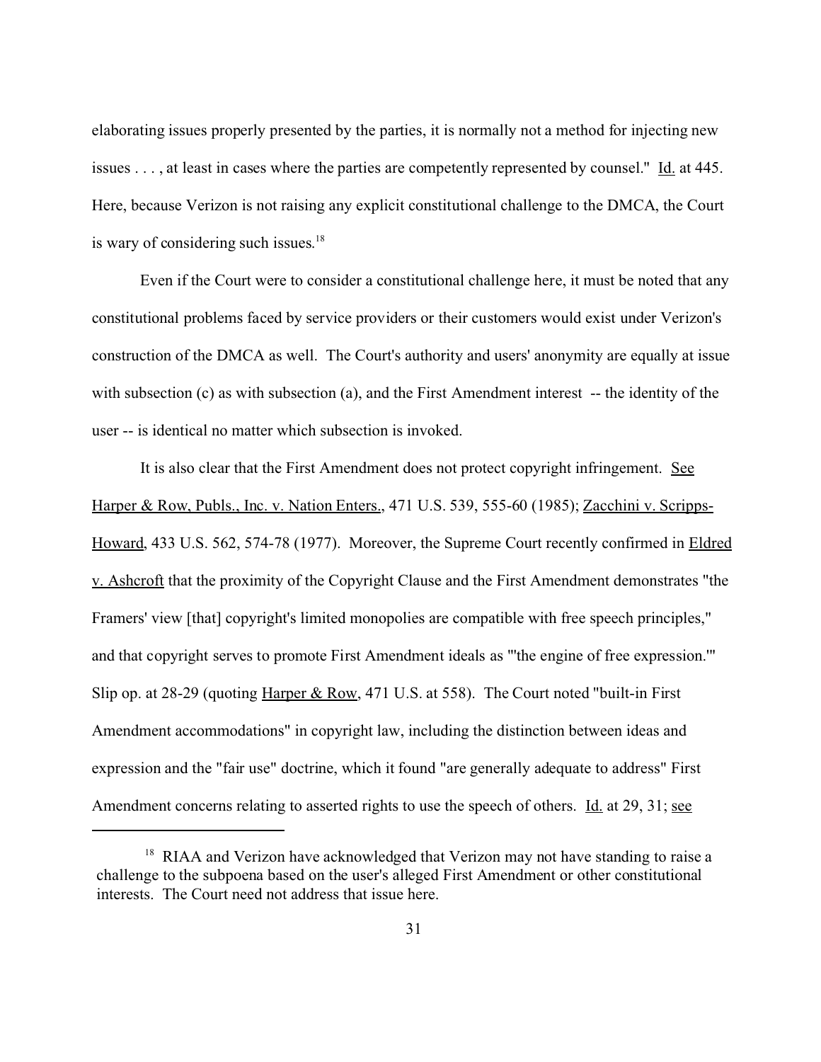elaborating issues properly presented by the parties, it is normally not a method for injecting new issues . . . , at least in cases where the parties are competently represented by counsel." Id. at 445. Here, because Verizon is not raising any explicit constitutional challenge to the DMCA, the Court is wary of considering such issues.[18]

Even if the Court were to consider a constitutional challenge here, it must be noted that any constitutional problems faced by service providers or their customers would exist under Verizon's construction of the DMCA as well. The Court's authority and users' anonymity are equally at issue with subsection (c) as with subsection (a), and the First Amendment interest -- the identity of the user -- is identical no matter which subsection is invoked.

It is also clear that the First Amendment does not protect copyright infringement. See Harper & Row, Publs., Inc. v. Nation Enters., 471 U.S. 539, 555-60 (1985); Zacchini v. Scripps-Howard, 433 U.S. 562, 574-78 (1977). Moreover, the Supreme Court recently confirmed in Eldred v. Ashcroft that the proximity of the Copyright Clause and the First Amendment demonstrates "the Framers' view [that] copyright's limited monopolies are compatible with free speech principles," and that copyright serves to promote First Amendment ideals as "'the engine of free expression.'" Slip op. at 28-29 (quoting Harper & Row, 471 U.S. at 558). The Court noted "built-in First Amendment accommodations" in copyright law, including the distinction between ideas and expression and the "fair use" doctrine, which it found "are generally adequate to address" First Amendment concerns relating to asserted rights to use the speech of others. Id. at 29, 31; see

[18] RIAA and Verizon have acknowledged that Verizon may not have standing to raise a challenge to the subpoena based on the user's alleged First Amendment or other constitutional interests. The Court need not address that issue here.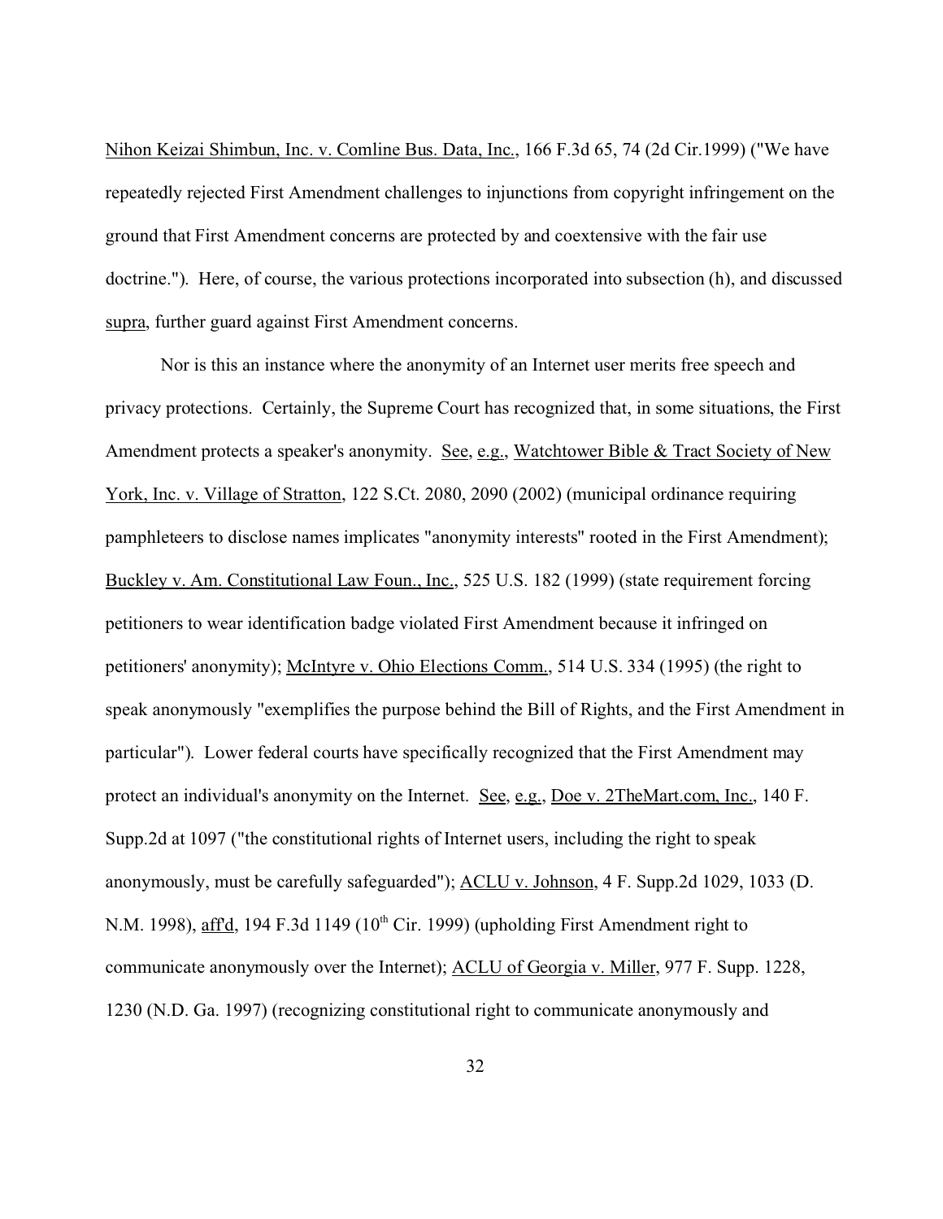Nihon Keizai Shimbun, Inc. v. Comline Bus. Data, Inc., 166 F.3d 65, 74 (2d Cir.1999) ("We have repeatedly rejected First Amendment challenges to injunctions from copyright infringement on the ground that First Amendment concerns are protected by and coextensive with the fair use doctrine."). Here, of course, the various protections incorporated into subsection (h), and discussed supra, further guard against First Amendment concerns.

Nor is this an instance where the anonymity of an Internet user merits free speech and privacy protections. Certainly, the Supreme Court has recognized that, in some situations, the First Amendment protects a speaker's anonymity. See, e.g., Watchtower Bible & Tract Society of New York, Inc. v. Village of Stratton, 122 S.Ct. 2080, 2090 (2002) (municipal ordinance requiring pamphleteers to disclose names implicates "anonymity interests" rooted in the First Amendment); Buckley v. Am. Constitutional Law Foun., Inc., 525 U.S. 182 (1999) (state requirement forcing petitioners to wear identification badge violated First Amendment because it infringed on petitioners' anonymity); McIntyre v. Ohio Elections Comm., 514 U.S. 334 (1995) (the right to speak anonymously "exemplifies the purpose behind the Bill of Rights, and the First Amendment in particular"). Lower federal courts have specifically recognized that the First Amendment may protect an individual's anonymity on the Internet. See, e.g., Doe v. 2TheMart.com, Inc., 140 F. Supp.2d at 1097 ("the constitutional rights of Internet users, including the right to speak anonymously, must be carefully safeguarded"); ACLU v. Johnson, 4 F. Supp.2d 1029, 1033 (D. N.M. 1998), aff'd, 194 F.3d 1149 (10th Cir. 1999) (upholding First Amendment right to communicate anonymously over the Internet); ACLU of Georgia v. Miller, 977 F. Supp. 1228, 1230 (N.D. Ga. 1997) (recognizing constitutional right to communicate anonymously and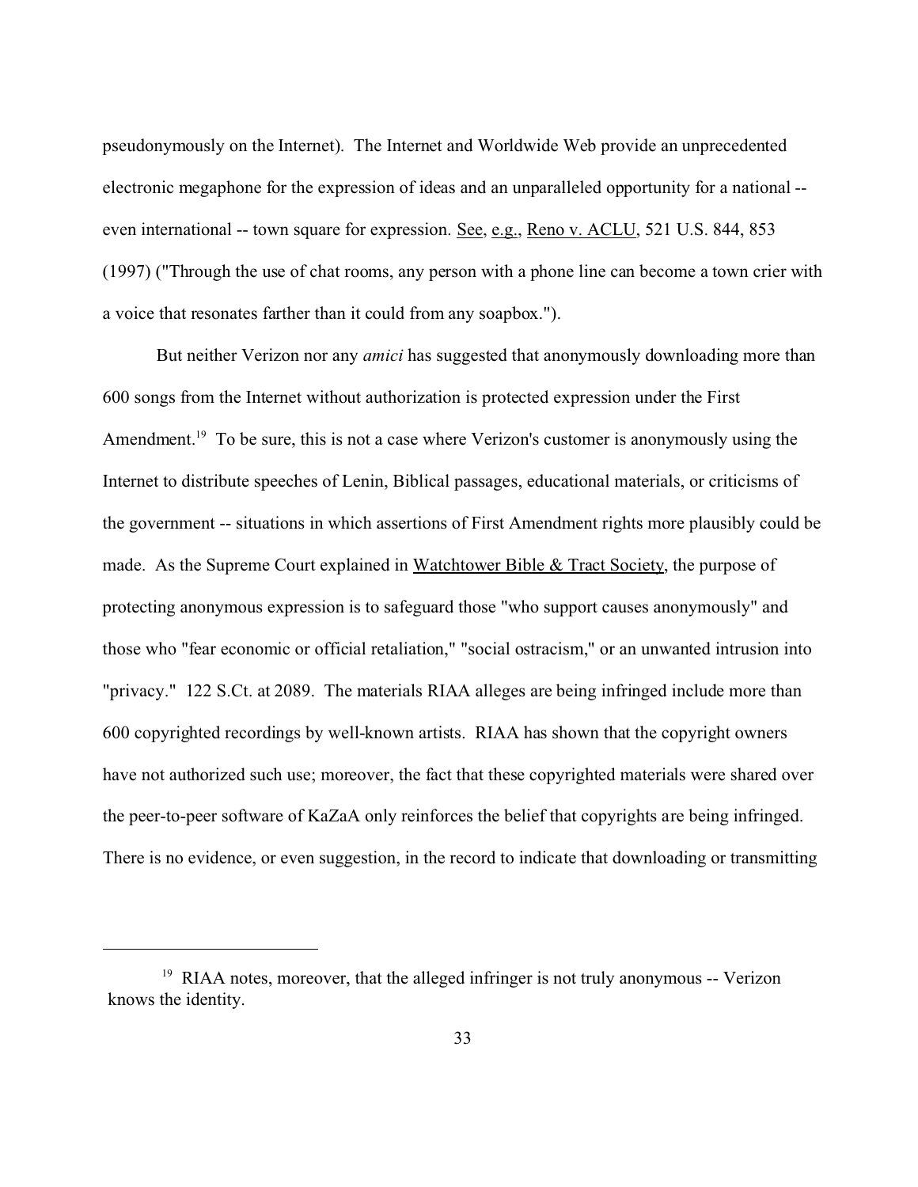pseudonymously on the Internet). The Internet and Worldwide Web provide an unprecedented electronic megaphone for the expression of ideas and an unparalleled opportunity for a national -- even international -- town square for expression. See, e.g., Reno v. ACLU, 521 U.S. 844, 853 (1997) ("Through the use of chat rooms, any person with a phone line can become a town crier with a voice that resonates farther than it could from any soapbox.").

But neither Verizon nor any *amici* has suggested that anonymously downloading more than 600 songs from the Internet without authorization is protected expression under the First Amendment.[19] To be sure, this is not a case where Verizon's customer is anonymously using the Internet to distribute speeches of Lenin, Biblical passages, educational materials, or criticisms of the government -- situations in which assertions of First Amendment rights more plausibly could be made. As the Supreme Court explained in Watchtower Bible & Tract Society, the purpose of protecting anonymous expression is to safeguard those "who support causes anonymously" and those who "fear economic or official retaliation," "social ostracism," or an unwanted intrusion into "privacy." 122 S.Ct. at 2089. The materials RIAA alleges are being infringed include more than 600 copyrighted recordings by well-known artists. RIAA has shown that the copyright owners have not authorized such use; moreover, the fact that these copyrighted materials were shared over the peer-to-peer software of KaZaA only reinforces the belief that copyrights are being infringed. There is no evidence, or even suggestion, in the record to indicate that downloading or transmitting

---

[19] RIAA notes, moreover, that the alleged infringer is not truly anonymous -- Verizon knows the identity.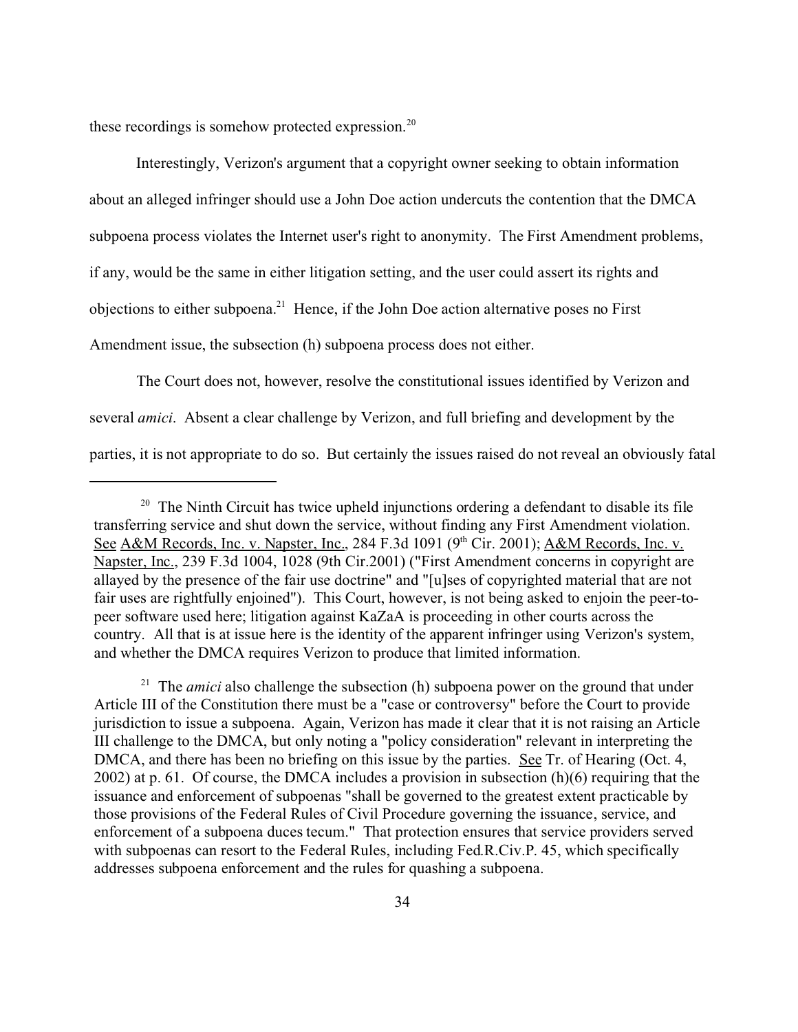these recordings is somehow protected expression.[20]

Interestingly, Verizon's argument that a copyright owner seeking to obtain information about an alleged infringer should use a John Doe action undercuts the contention that the DMCA subpoena process violates the Internet user's right to anonymity. The First Amendment problems, if any, would be the same in either litigation setting, and the user could assert its rights and objections to either subpoena.[21] Hence, if the John Doe action alternative poses no First Amendment issue, the subsection (h) subpoena process does not either.

The Court does not, however, resolve the constitutional issues identified by Verizon and several *amici*. Absent a clear challenge by Verizon, and full briefing and development by the parties, it is not appropriate to do so. But certainly the issues raised do not reveal an obviously fatal

---

[20] The Ninth Circuit has twice upheld injunctions ordering a defendant to disable its file transferring service and shut down the service, without finding any First Amendment violation. See A&M Records, Inc. v. Napster, Inc., 284 F.3d 1091 (9th Cir. 2001); A&M Records, Inc. v. Napster, Inc., 239 F.3d 1004, 1028 (9th Cir.2001) ("First Amendment concerns in copyright are allayed by the presence of the fair use doctrine" and "[u]ses of copyrighted material that are not fair uses are rightfully enjoined"). This Court, however, is not being asked to enjoin the peer-to-peer software used here; litigation against KaZaA is proceeding in other courts across the country. All that is at issue here is the identity of the apparent infringer using Verizon's system, and whether the DMCA requires Verizon to produce that limited information.

[21] The *amici* also challenge the subsection (h) subpoena power on the ground that under Article III of the Constitution there must be a "case or controversy" before the Court to provide jurisdiction to issue a subpoena. Again, Verizon has made it clear that it is not raising an Article III challenge to the DMCA, but only noting a "policy consideration" relevant in interpreting the DMCA, and there has been no briefing on this issue by the parties. See Tr. of Hearing (Oct. 4, 2002) at p. 61. Of course, the DMCA includes a provision in subsection (h)(6) requiring that the issuance and enforcement of subpoenas "shall be governed to the greatest extent practicable by those provisions of the Federal Rules of Civil Procedure governing the issuance, service, and enforcement of a subpoena duces tecum." That protection ensures that service providers served with subpoenas can resort to the Federal Rules, including Fed.R.Civ.P. 45, which specifically addresses subpoena enforcement and the rules for quashing a subpoena.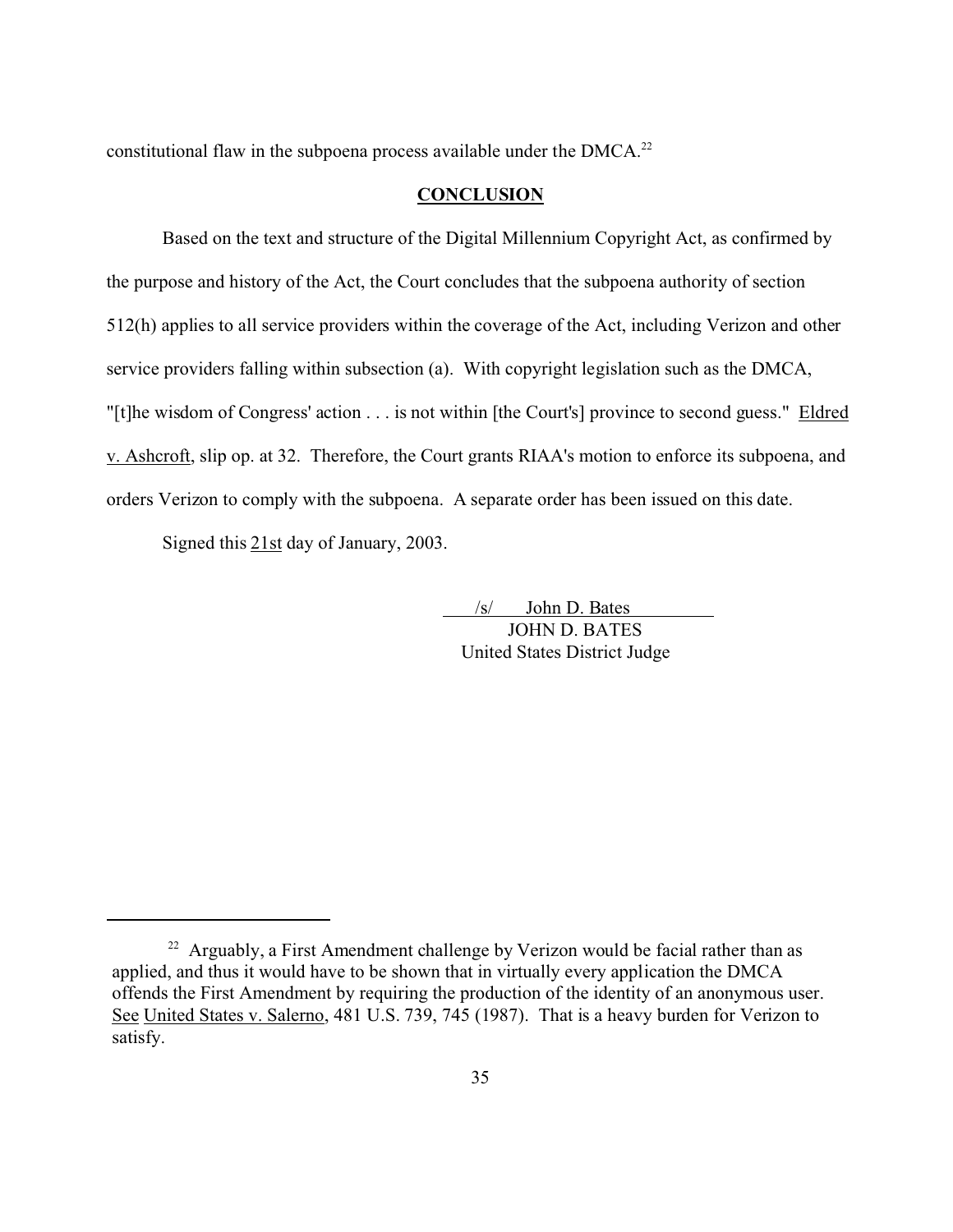constitutional flaw in the subpoena process available under the DMCA.[22]

## CONCLUSION

Based on the text and structure of the Digital Millennium Copyright Act, as confirmed by the purpose and history of the Act, the Court concludes that the subpoena authority of section 512(h) applies to all service providers within the coverage of the Act, including Verizon and other service providers falling within subsection (a). With copyright legislation such as the DMCA, "[t]he wisdom of Congress' action . . . is not within [the Court's] province to second guess." Eldred v. Ashcroft, slip op. at 32. Therefore, the Court grants RIAA's motion to enforce its subpoena, and orders Verizon to comply with the subpoena. A separate order has been issued on this date.

Signed this 21st day of January, 2003.

/s/ John D. Bates
JOHN D. BATES
United States District Judge

---

[22] Arguably, a First Amendment challenge by Verizon would be facial rather than as applied, and thus it would have to be shown that in virtually every application the DMCA offends the First Amendment by requiring the production of the identity of an anonymous user. See United States v. Salerno, 481 U.S. 739, 745 (1987). That is a heavy burden for Verizon to satisfy.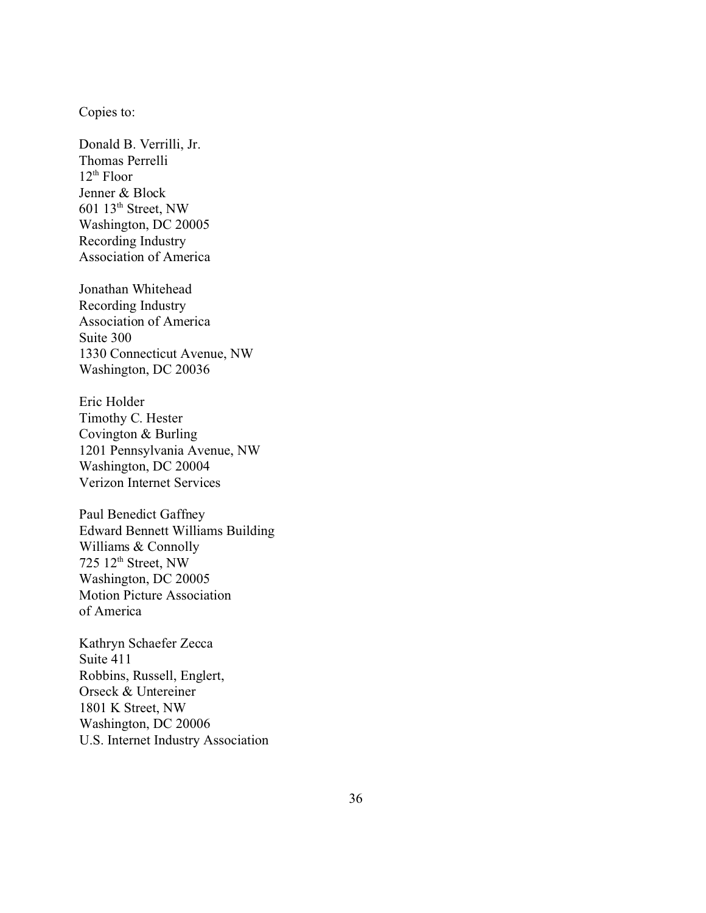Copies to:

Donald B. Verrilli, Jr.
Thomas Perrelli
12th Floor
Jenner & Block
601 13th Street, NW
Washington, DC 20005
Recording Industry
Association of America

Jonathan Whitehead
Recording Industry
Association of America
Suite 300
1330 Connecticut Avenue, NW
Washington, DC 20036

Eric Holder
Timothy C. Hester
Covington & Burling
1201 Pennsylvania Avenue, NW
Washington, DC 20004
Verizon Internet Services

Paul Benedict Gaffney
Edward Bennett Williams Building
Williams & Connolly
725 12th Street, NW
Washington, DC 20005
Motion Picture Association
of America

Kathryn Schaefer Zecca
Suite 411
Robbins, Russell, Englert,
Orseck & Untereiner
1801 K Street, NW
Washington, DC 20006
U.S. Internet Industry Association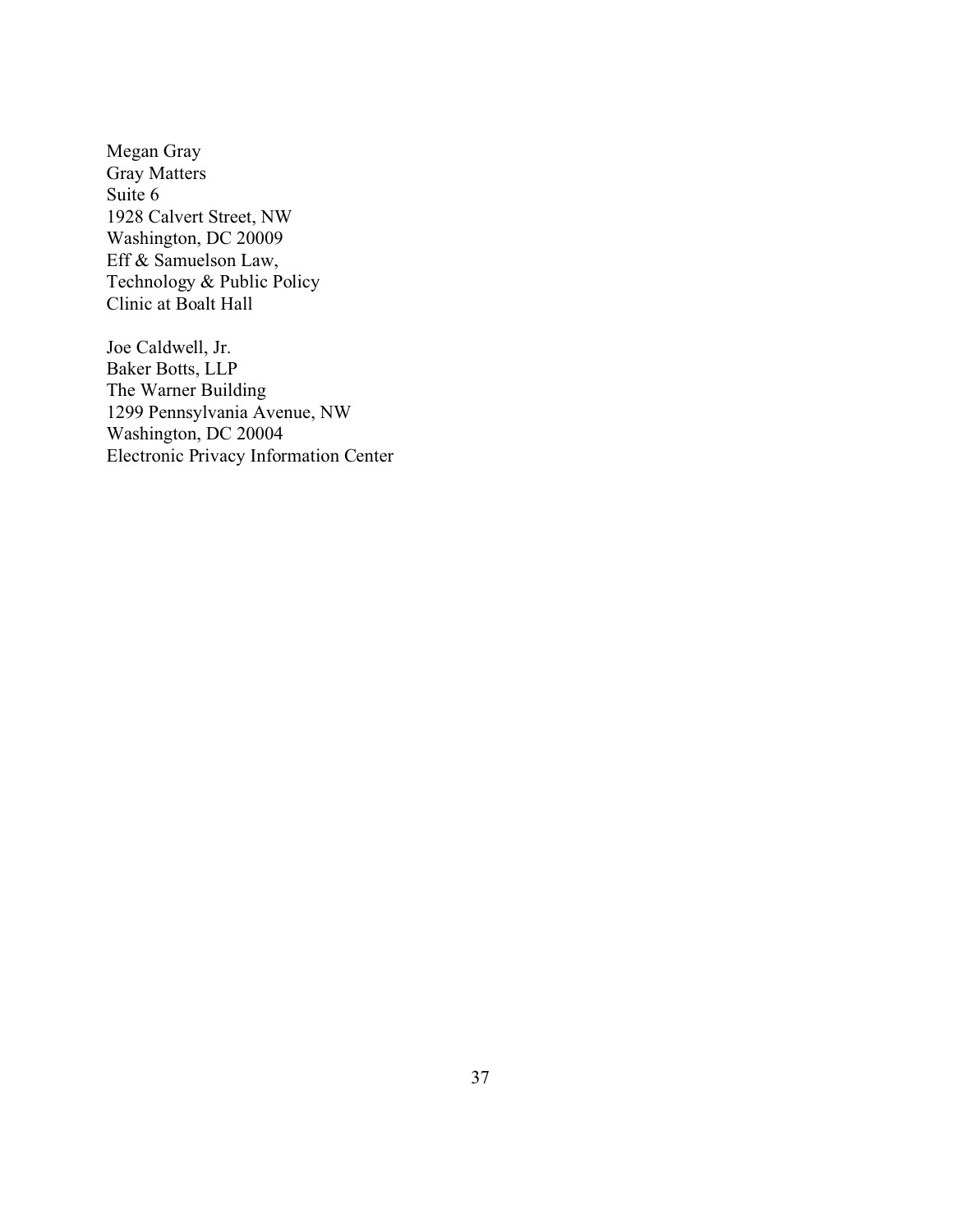Megan Gray
Gray Matters
Suite 6
1928 Calvert Street, NW
Washington, DC 20009
Eff & Samuelson Law,
Technology & Public Policy
Clinic at Boalt Hall

Joe Caldwell, Jr.
Baker Botts, LLP
The Warner Building
1299 Pennsylvania Avenue, NW
Washington, DC 20004
Electronic Privacy Information Center